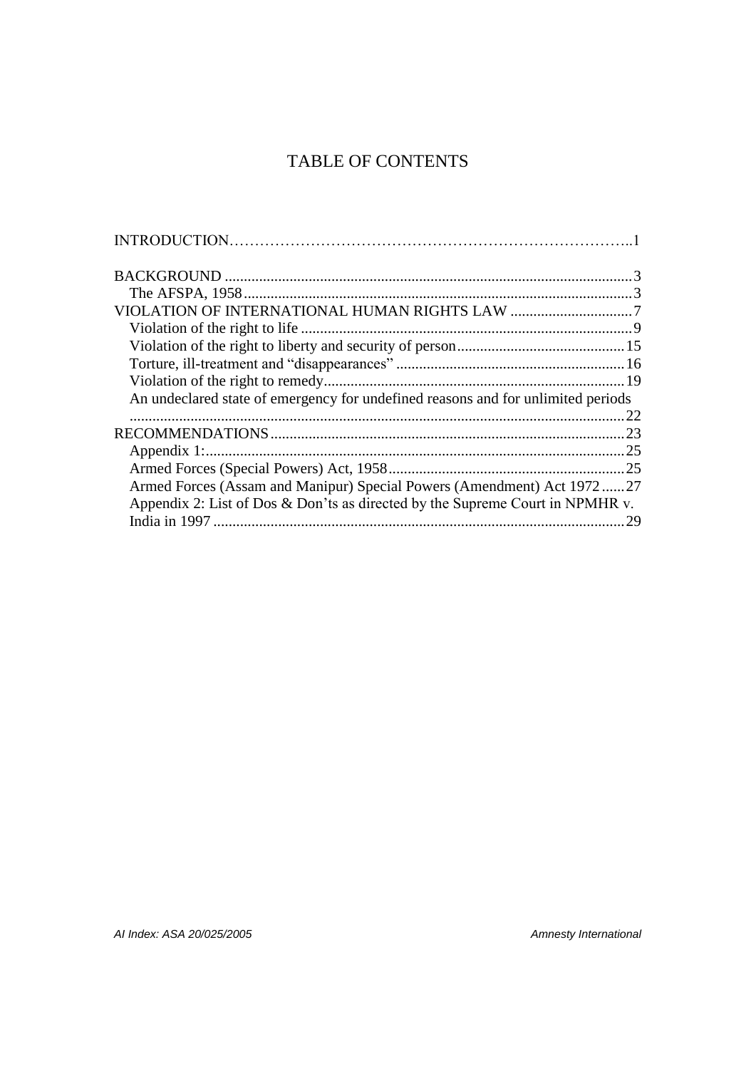# TABLE OF CONTENTS

INTRODUCTION……………………………………………………………………..1

BACKGROUND ....................................................................................................3
- The AFSPA, 1958..............................................................................................3

VIOLATION OF INTERNATIONAL HUMAN RIGHTS LAW ................................7
- Violation of the right to life ...............................................................................9
- Violation of the right to liberty and security of person....................................15
- Torture, ill-treatment and "disappearances" ...................................................16
- Violation of the right to remedy.......................................................................19
- An undeclared state of emergency for undefined reasons and for unlimited periods ..........................................................................................................22

RECOMMENDATIONS.......................................................................................23
- Appendix 1:......................................................................................................25
- Armed Forces (Special Powers) Act, 1958......................................................25
- Armed Forces (Assam and Manipur) Special Powers (Amendment) Act 1972......27
- Appendix 2: List of Dos & Don'ts as directed by the Supreme Court in NPMHR v. India in 1997 ...................................................................................................29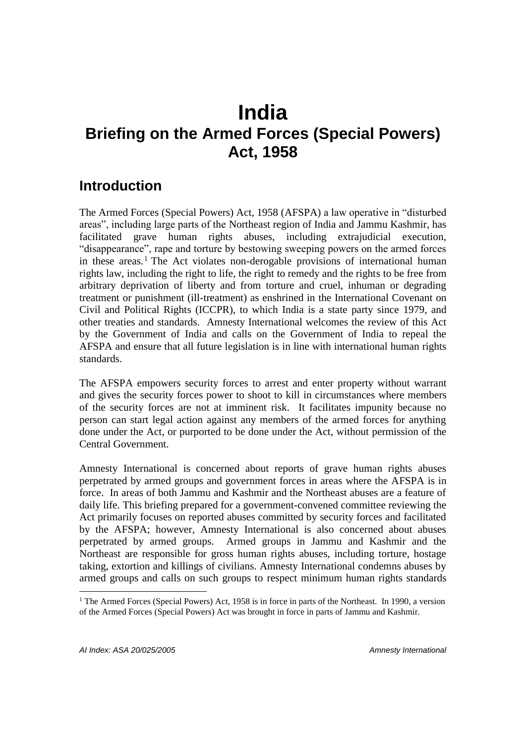# India

## Briefing on the Armed Forces (Special Powers) Act, 1958

## Introduction

The Armed Forces (Special Powers) Act, 1958 (AFSPA) a law operative in "disturbed areas", including large parts of the Northeast region of India and Jammu Kashmir, has facilitated grave human rights abuses, including extrajudicial execution, "disappearance", rape and torture by bestowing sweeping powers on the armed forces in these areas.[1] The Act violates non-derogable provisions of international human rights law, including the right to life, the right to remedy and the rights to be free from arbitrary deprivation of liberty and from torture and cruel, inhuman or degrading treatment or punishment (ill-treatment) as enshrined in the International Covenant on Civil and Political Rights (ICCPR), to which India is a state party since 1979, and other treaties and standards. Amnesty International welcomes the review of this Act by the Government of India and calls on the Government of India to repeal the AFSPA and ensure that all future legislation is in line with international human rights standards.

The AFSPA empowers security forces to arrest and enter property without warrant and gives the security forces power to shoot to kill in circumstances where members of the security forces are not at imminent risk. It facilitates impunity because no person can start legal action against any members of the armed forces for anything done under the Act, or purported to be done under the Act, without permission of the Central Government.

Amnesty International is concerned about reports of grave human rights abuses perpetrated by armed groups and government forces in areas where the AFSPA is in force. In areas of both Jammu and Kashmir and the Northeast abuses are a feature of daily life. This briefing prepared for a government-convened committee reviewing the Act primarily focuses on reported abuses committed by security forces and facilitated by the AFSPA; however, Amnesty International is also concerned about abuses perpetrated by armed groups. Armed groups in Jammu and Kashmir and the Northeast are responsible for gross human rights abuses, including torture, hostage taking, extortion and killings of civilians. Amnesty International condemns abuses by armed groups and calls on such groups to respect minimum human rights standards

[1] The Armed Forces (Special Powers) Act, 1958 is in force in parts of the Northeast. In 1990, a version of the Armed Forces (Special Powers) Act was brought in force in parts of Jammu and Kashmir.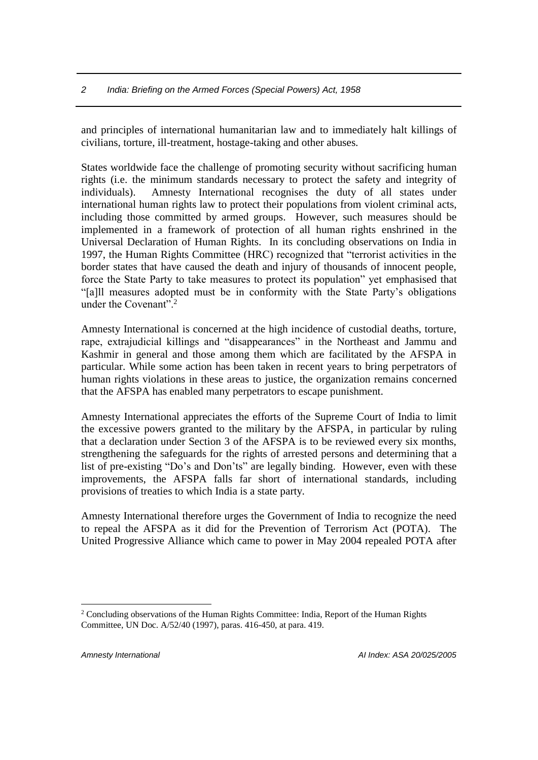and principles of international humanitarian law and to immediately halt killings of civilians, torture, ill-treatment, hostage-taking and other abuses.

States worldwide face the challenge of promoting security without sacrificing human rights (i.e. the minimum standards necessary to protect the safety and integrity of individuals). Amnesty International recognises the duty of all states under international human rights law to protect their populations from violent criminal acts, including those committed by armed groups. However, such measures should be implemented in a framework of protection of all human rights enshrined in the Universal Declaration of Human Rights. In its concluding observations on India in 1997, the Human Rights Committee (HRC) recognized that "terrorist activities in the border states that have caused the death and injury of thousands of innocent people, force the State Party to take measures to protect its population" yet emphasised that "[a]ll measures adopted must be in conformity with the State Party's obligations under the Covenant".[2]

Amnesty International is concerned at the high incidence of custodial deaths, torture, rape, extrajudicial killings and "disappearances" in the Northeast and Jammu and Kashmir in general and those among them which are facilitated by the AFSPA in particular. While some action has been taken in recent years to bring perpetrators of human rights violations in these areas to justice, the organization remains concerned that the AFSPA has enabled many perpetrators to escape punishment.

Amnesty International appreciates the efforts of the Supreme Court of India to limit the excessive powers granted to the military by the AFSPA, in particular by ruling that a declaration under Section 3 of the AFSPA is to be reviewed every six months, strengthening the safeguards for the rights of arrested persons and determining that a list of pre-existing "Do's and Don'ts" are legally binding. However, even with these improvements, the AFSPA falls far short of international standards, including provisions of treaties to which India is a state party.

Amnesty International therefore urges the Government of India to recognize the need to repeal the AFSPA as it did for the Prevention of Terrorism Act (POTA). The United Progressive Alliance which came to power in May 2004 repealed POTA after

[2] Concluding observations of the Human Rights Committee: India, Report of the Human Rights Committee, UN Doc. A/52/40 (1997), paras. 416-450, at para. 419.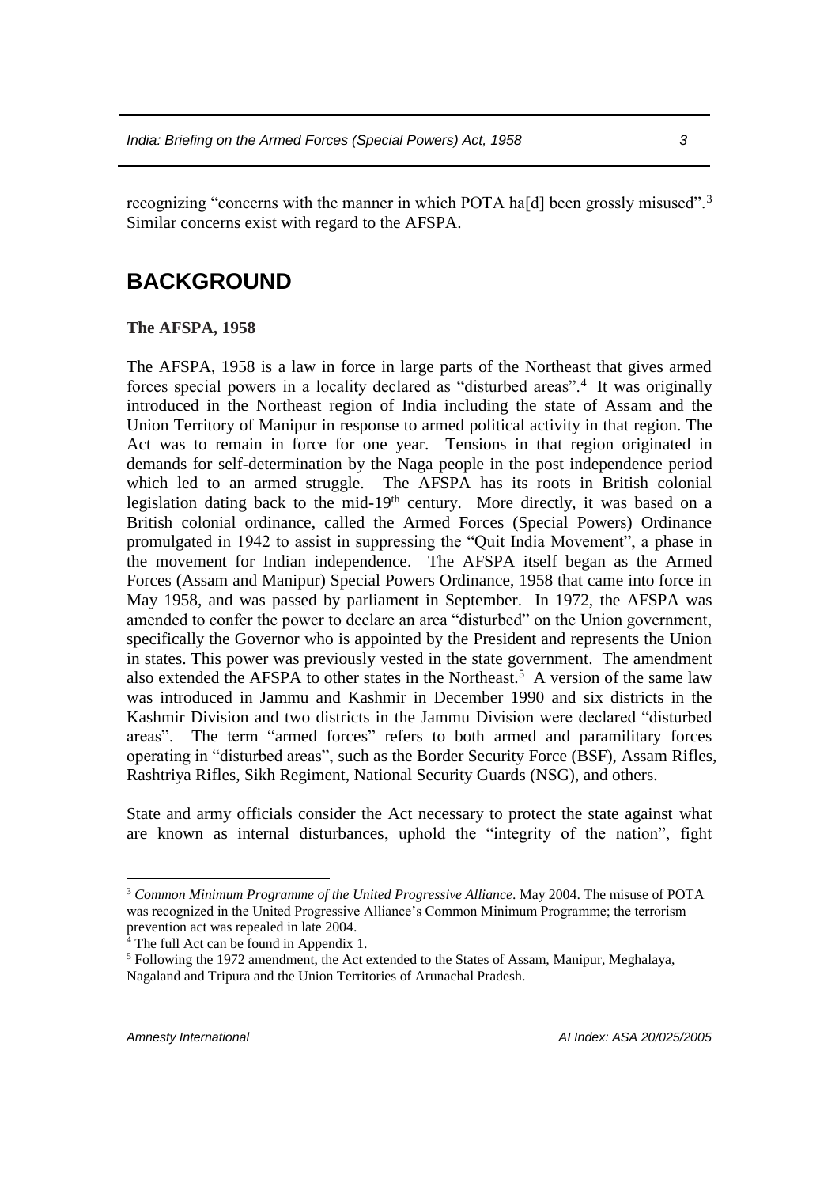recognizing "concerns with the manner in which POTA ha[d] been grossly misused".[3] Similar concerns exist with regard to the AFSPA.

## BACKGROUND

**The AFSPA, 1958**

The AFSPA, 1958 is a law in force in large parts of the Northeast that gives armed forces special powers in a locality declared as "disturbed areas".[4] It was originally introduced in the Northeast region of India including the state of Assam and the Union Territory of Manipur in response to armed political activity in that region. The Act was to remain in force for one year. Tensions in that region originated in demands for self-determination by the Naga people in the post independence period which led to an armed struggle. The AFSPA has its roots in British colonial legislation dating back to the mid-19th century. More directly, it was based on a British colonial ordinance, called the Armed Forces (Special Powers) Ordinance promulgated in 1942 to assist in suppressing the "Quit India Movement", a phase in the movement for Indian independence. The AFSPA itself began as the Armed Forces (Assam and Manipur) Special Powers Ordinance, 1958 that came into force in May 1958, and was passed by parliament in September. In 1972, the AFSPA was amended to confer the power to declare an area "disturbed" on the Union government, specifically the Governor who is appointed by the President and represents the Union in states. This power was previously vested in the state government. The amendment also extended the AFSPA to other states in the Northeast.[5] A version of the same law was introduced in Jammu and Kashmir in December 1990 and six districts in the Kashmir Division and two districts in the Jammu Division were declared "disturbed areas". The term "armed forces" refers to both armed and paramilitary forces operating in "disturbed areas", such as the Border Security Force (BSF), Assam Rifles, Rashtriya Rifles, Sikh Regiment, National Security Guards (NSG), and others.

State and army officials consider the Act necessary to protect the state against what are known as internal disturbances, uphold the "integrity of the nation", fight

---

[3] *Common Minimum Programme of the United Progressive Alliance*. May 2004. The misuse of POTA was recognized in the United Progressive Alliance's Common Minimum Programme; the terrorism prevention act was repealed in late 2004.

[4] The full Act can be found in Appendix 1.

[5] Following the 1972 amendment, the Act extended to the States of Assam, Manipur, Meghalaya, Nagaland and Tripura and the Union Territories of Arunachal Pradesh.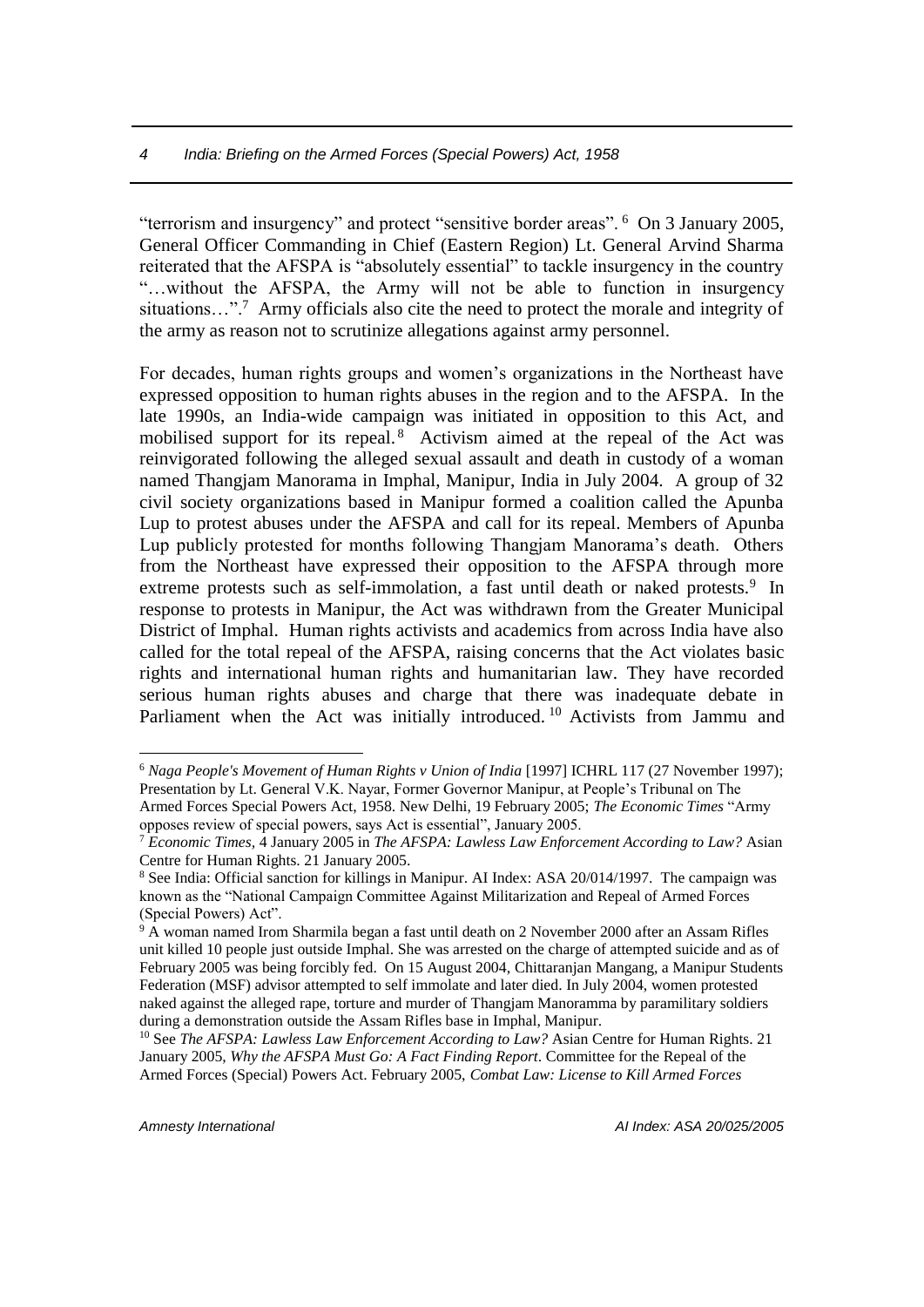"terrorism and insurgency" and protect "sensitive border areas".[6] On 3 January 2005, General Officer Commanding in Chief (Eastern Region) Lt. General Arvind Sharma reiterated that the AFSPA is "absolutely essential" to tackle insurgency in the country "…without the AFSPA, the Army will not be able to function in insurgency situations…".[7] Army officials also cite the need to protect the morale and integrity of the army as reason not to scrutinize allegations against army personnel.

For decades, human rights groups and women's organizations in the Northeast have expressed opposition to human rights abuses in the region and to the AFSPA. In the late 1990s, an India-wide campaign was initiated in opposition to this Act, and mobilised support for its repeal.[8] Activism aimed at the repeal of the Act was reinvigorated following the alleged sexual assault and death in custody of a woman named Thangjam Manorama in Imphal, Manipur, India in July 2004. A group of 32 civil society organizations based in Manipur formed a coalition called the Apunba Lup to protest abuses under the AFSPA and call for its repeal. Members of Apunba Lup publicly protested for months following Thangjam Manorama's death. Others from the Northeast have expressed their opposition to the AFSPA through more extreme protests such as self-immolation, a fast until death or naked protests.[9] In response to protests in Manipur, the Act was withdrawn from the Greater Municipal District of Imphal. Human rights activists and academics from across India have also called for the total repeal of the AFSPA, raising concerns that the Act violates basic rights and international human rights and humanitarian law. They have recorded serious human rights abuses and charge that there was inadequate debate in Parliament when the Act was initially introduced.[10] Activists from Jammu and

---

[6] *Naga People's Movement of Human Rights v Union of India* [1997] ICHRL 117 (27 November 1997); Presentation by Lt. General V.K. Nayar, Former Governor Manipur, at People's Tribunal on The Armed Forces Special Powers Act, 1958. New Delhi, 19 February 2005; *The Economic Times* "Army opposes review of special powers, says Act is essential", January 2005.

[7] *Economic Times,* 4 January 2005 in *The AFSPA: Lawless Law Enforcement According to Law?* Asian Centre for Human Rights. 21 January 2005.

[8] See India: Official sanction for killings in Manipur. AI Index: ASA 20/014/1997. The campaign was known as the "National Campaign Committee Against Militarization and Repeal of Armed Forces (Special Powers) Act".

[9] A woman named Irom Sharmila began a fast until death on 2 November 2000 after an Assam Rifles unit killed 10 people just outside Imphal. She was arrested on the charge of attempted suicide and as of February 2005 was being forcibly fed. On 15 August 2004, Chittaranjan Mangang, a Manipur Students Federation (MSF) advisor attempted to self immolate and later died. In July 2004, women protested naked against the alleged rape, torture and murder of Thangjam Manoramma by paramilitary soldiers during a demonstration outside the Assam Rifles base in Imphal, Manipur.

[10] See *The AFSPA: Lawless Law Enforcement According to Law?* Asian Centre for Human Rights. 21 January 2005, *Why the AFSPA Must Go: A Fact Finding Report*. Committee for the Repeal of the Armed Forces (Special) Powers Act. February 2005, *Combat Law: License to Kill Armed Forces*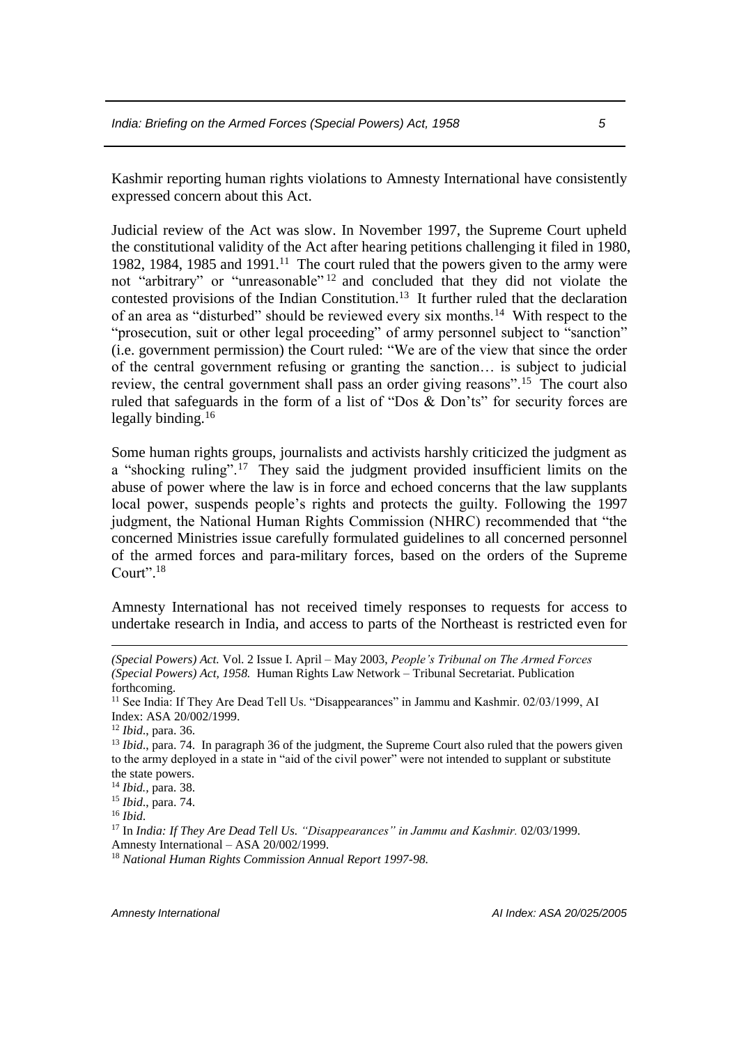Kashmir reporting human rights violations to Amnesty International have consistently expressed concern about this Act.

Judicial review of the Act was slow. In November 1997, the Supreme Court upheld the constitutional validity of the Act after hearing petitions challenging it filed in 1980, 1982, 1984, 1985 and 1991.[11] The court ruled that the powers given to the army were not "arbitrary" or "unreasonable"[12] and concluded that they did not violate the contested provisions of the Indian Constitution.[13] It further ruled that the declaration of an area as "disturbed" should be reviewed every six months.[14] With respect to the "prosecution, suit or other legal proceeding" of army personnel subject to "sanction" (i.e. government permission) the Court ruled: "We are of the view that since the order of the central government refusing or granting the sanction… is subject to judicial review, the central government shall pass an order giving reasons".[15] The court also ruled that safeguards in the form of a list of "Dos & Don'ts" for security forces are legally binding.[16]

Some human rights groups, journalists and activists harshly criticized the judgment as a "shocking ruling".[17] They said the judgment provided insufficient limits on the abuse of power where the law is in force and echoed concerns that the law supplants local power, suspends people's rights and protects the guilty. Following the 1997 judgment, the National Human Rights Commission (NHRC) recommended that "the concerned Ministries issue carefully formulated guidelines to all concerned personnel of the armed forces and para-military forces, based on the orders of the Supreme Court".[18]

Amnesty International has not received timely responses to requests for access to undertake research in India, and access to parts of the Northeast is restricted even for

---

*(Special Powers) Act.* Vol. 2 Issue I. April – May 2003, *People's Tribunal on The Armed Forces (Special Powers) Act, 1958.* Human Rights Law Network – Tribunal Secretariat. Publication forthcoming.

[11] See India: If They Are Dead Tell Us. "Disappearances" in Jammu and Kashmir. 02/03/1999, AI Index: ASA 20/002/1999.

[12] *Ibid.*, para. 36.

[13] *Ibid.*, para. 74. In paragraph 36 of the judgment, the Supreme Court also ruled that the powers given to the army deployed in a state in "aid of the civil power" were not intended to supplant or substitute the state powers.

[14] *Ibid.*, para. 38.

[15] *Ibid.*, para. 74.

[16] *Ibid.*

[17] In *India: If They Are Dead Tell Us. "Disappearances" in Jammu and Kashmir.* 02/03/1999. Amnesty International – ASA 20/002/1999.

[18] *National Human Rights Commission Annual Report 1997-98.*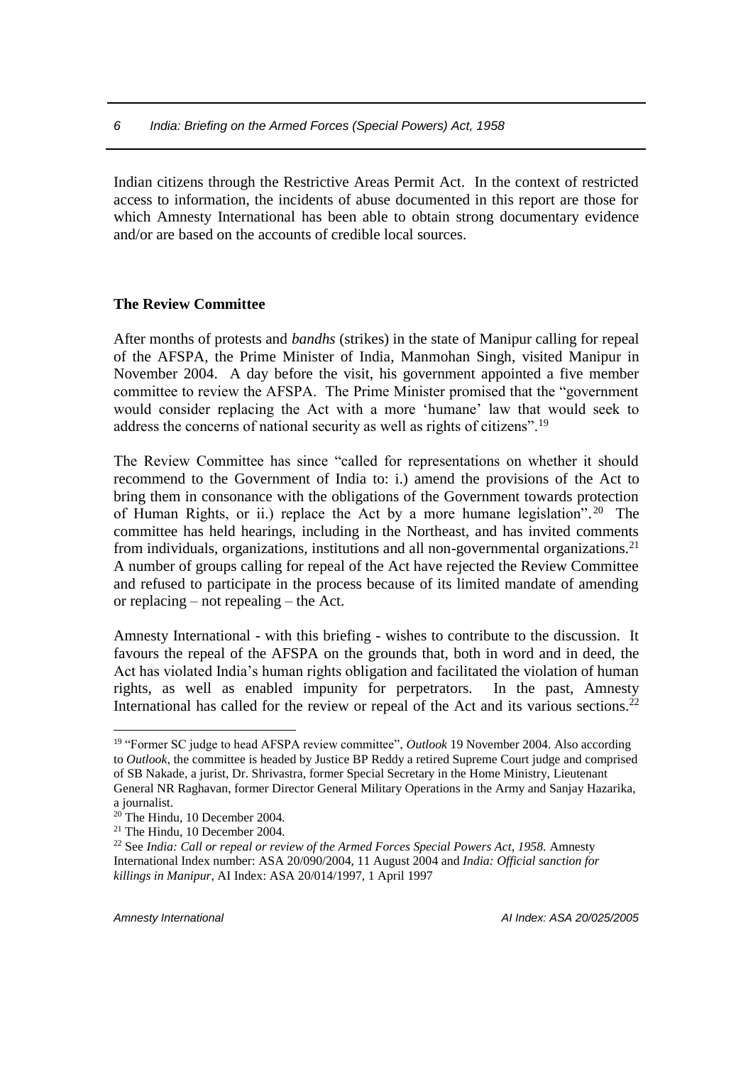Indian citizens through the Restrictive Areas Permit Act. In the context of restricted access to information, the incidents of abuse documented in this report are those for which Amnesty International has been able to obtain strong documentary evidence and/or are based on the accounts of credible local sources.

**The Review Committee**

After months of protests and *bandhs* (strikes) in the state of Manipur calling for repeal of the AFSPA, the Prime Minister of India, Manmohan Singh, visited Manipur in November 2004. A day before the visit, his government appointed a five member committee to review the AFSPA. The Prime Minister promised that the "government would consider replacing the Act with a more 'humane' law that would seek to address the concerns of national security as well as rights of citizens".[19]

The Review Committee has since "called for representations on whether it should recommend to the Government of India to: i.) amend the provisions of the Act to bring them in consonance with the obligations of the Government towards protection of Human Rights, or ii.) replace the Act by a more humane legislation".[20] The committee has held hearings, including in the Northeast, and has invited comments from individuals, organizations, institutions and all non-governmental organizations.[21] A number of groups calling for repeal of the Act have rejected the Review Committee and refused to participate in the process because of its limited mandate of amending or replacing – not repealing – the Act.

Amnesty International - with this briefing - wishes to contribute to the discussion. It favours the repeal of the AFSPA on the grounds that, both in word and in deed, the Act has violated India's human rights obligation and facilitated the violation of human rights, as well as enabled impunity for perpetrators. In the past, Amnesty International has called for the review or repeal of the Act and its various sections.[22]

---

[19] "Former SC judge to head AFSPA review committee", *Outlook* 19 November 2004. Also according to *Outlook*, the committee is headed by Justice BP Reddy a retired Supreme Court judge and comprised of SB Nakade, a jurist, Dr. Shrivastra, former Special Secretary in the Home Ministry, Lieutenant General NR Raghavan, former Director General Military Operations in the Army and Sanjay Hazarika, a journalist.

[20] The Hindu, 10 December 2004.

[21] The Hindu, 10 December 2004.

[22] See *India: Call or repeal or review of the Armed Forces Special Powers Act, 1958.* Amnesty International Index number: ASA 20/090/2004, 11 August 2004 and *India: Official sanction for killings in Manipur*, AI Index: ASA 20/014/1997, 1 April 1997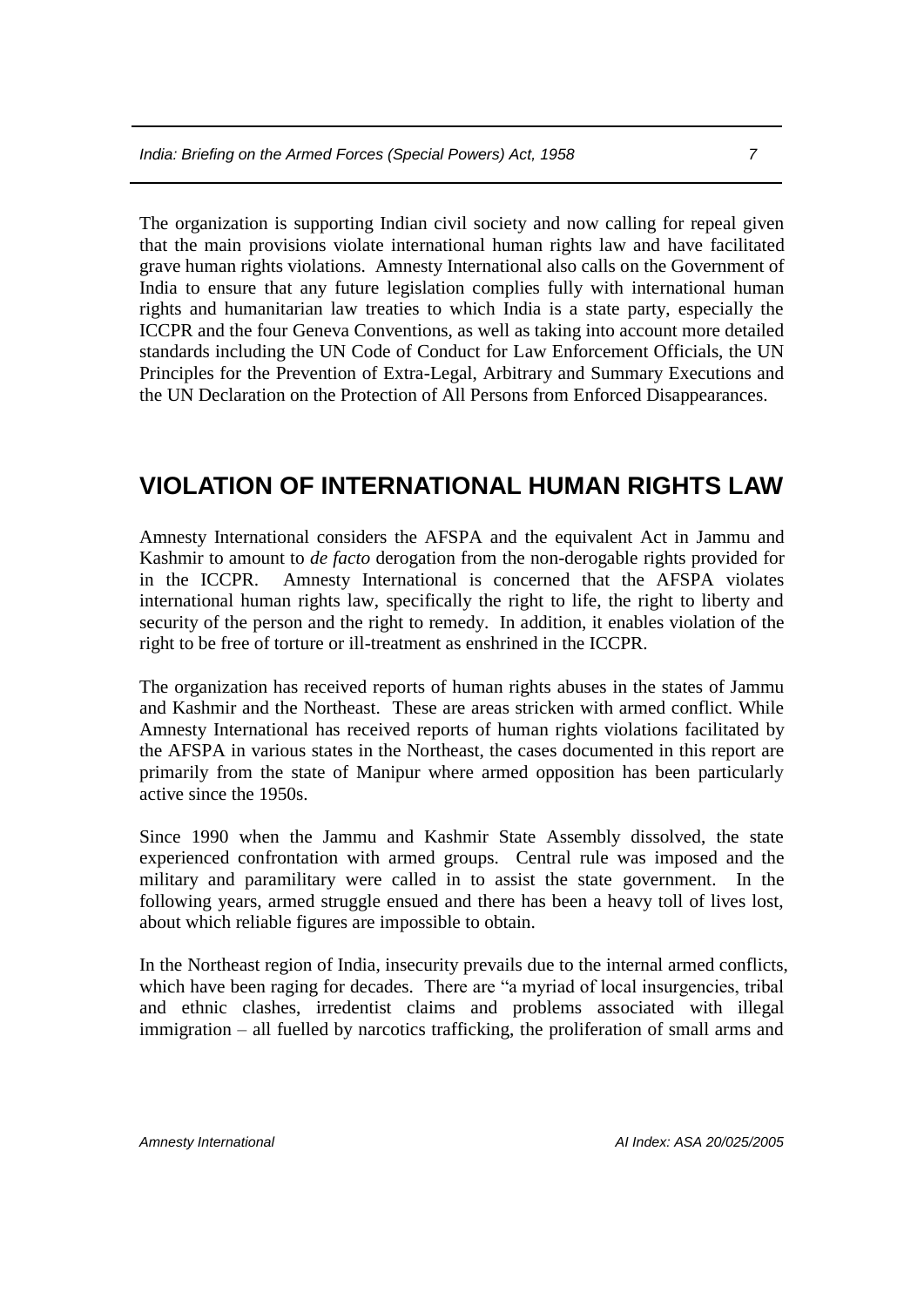The organization is supporting Indian civil society and now calling for repeal given that the main provisions violate international human rights law and have facilitated grave human rights violations. Amnesty International also calls on the Government of India to ensure that any future legislation complies fully with international human rights and humanitarian law treaties to which India is a state party, especially the ICCPR and the four Geneva Conventions, as well as taking into account more detailed standards including the UN Code of Conduct for Law Enforcement Officials, the UN Principles for the Prevention of Extra-Legal, Arbitrary and Summary Executions and the UN Declaration on the Protection of All Persons from Enforced Disappearances.

## VIOLATION OF INTERNATIONAL HUMAN RIGHTS LAW

Amnesty International considers the AFSPA and the equivalent Act in Jammu and Kashmir to amount to *de facto* derogation from the non-derogable rights provided for in the ICCPR. Amnesty International is concerned that the AFSPA violates international human rights law, specifically the right to life, the right to liberty and security of the person and the right to remedy. In addition, it enables violation of the right to be free of torture or ill-treatment as enshrined in the ICCPR.

The organization has received reports of human rights abuses in the states of Jammu and Kashmir and the Northeast. These are areas stricken with armed conflict. While Amnesty International has received reports of human rights violations facilitated by the AFSPA in various states in the Northeast, the cases documented in this report are primarily from the state of Manipur where armed opposition has been particularly active since the 1950s.

Since 1990 when the Jammu and Kashmir State Assembly dissolved, the state experienced confrontation with armed groups. Central rule was imposed and the military and paramilitary were called in to assist the state government. In the following years, armed struggle ensued and there has been a heavy toll of lives lost, about which reliable figures are impossible to obtain.

In the Northeast region of India, insecurity prevails due to the internal armed conflicts, which have been raging for decades. There are "a myriad of local insurgencies, tribal and ethnic clashes, irredentist claims and problems associated with illegal immigration – all fuelled by narcotics trafficking, the proliferation of small arms and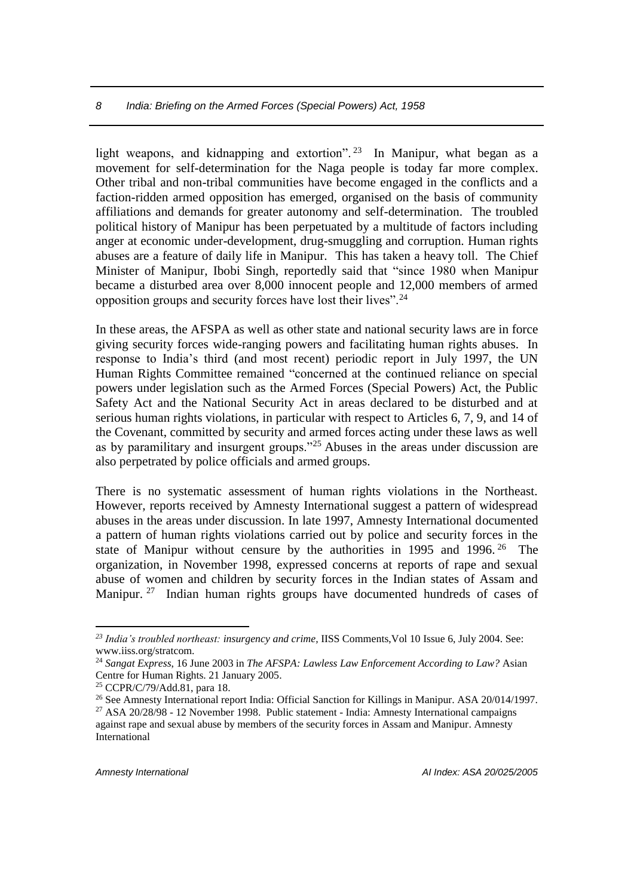light weapons, and kidnapping and extortion".[23] In Manipur, what began as a movement for self-determination for the Naga people is today far more complex. Other tribal and non-tribal communities have become engaged in the conflicts and a faction-ridden armed opposition has emerged, organised on the basis of community affiliations and demands for greater autonomy and self-determination. The troubled political history of Manipur has been perpetuated by a multitude of factors including anger at economic under-development, drug-smuggling and corruption. Human rights abuses are a feature of daily life in Manipur. This has taken a heavy toll. The Chief Minister of Manipur, Ibobi Singh, reportedly said that "since 1980 when Manipur became a disturbed area over 8,000 innocent people and 12,000 members of armed opposition groups and security forces have lost their lives".[24]

In these areas, the AFSPA as well as other state and national security laws are in force giving security forces wide-ranging powers and facilitating human rights abuses. In response to India's third (and most recent) periodic report in July 1997, the UN Human Rights Committee remained "concerned at the continued reliance on special powers under legislation such as the Armed Forces (Special Powers) Act, the Public Safety Act and the National Security Act in areas declared to be disturbed and at serious human rights violations, in particular with respect to Articles 6, 7, 9, and 14 of the Covenant, committed by security and armed forces acting under these laws as well as by paramilitary and insurgent groups."[25] Abuses in the areas under discussion are also perpetrated by police officials and armed groups.

There is no systematic assessment of human rights violations in the Northeast. However, reports received by Amnesty International suggest a pattern of widespread abuses in the areas under discussion. In late 1997, Amnesty International documented a pattern of human rights violations carried out by police and security forces in the state of Manipur without censure by the authorities in 1995 and 1996.[26] The organization, in November 1998, expressed concerns at reports of rape and sexual abuse of women and children by security forces in the Indian states of Assam and Manipur.[27] Indian human rights groups have documented hundreds of cases of

---

[23] *India's troubled northeast: insurgency and crime*, IISS Comments,Vol 10 Issue 6, July 2004. See: www.iiss.org/stratcom.

[24] *Sangat Express*, 16 June 2003 in *The AFSPA: Lawless Law Enforcement According to Law?* Asian Centre for Human Rights. 21 January 2005.

[25] CCPR/C/79/Add.81, para 18.

[26] See Amnesty International report India: Official Sanction for Killings in Manipur. ASA 20/014/1997.

[27] ASA 20/28/98 - 12 November 1998. Public statement - India: Amnesty International campaigns against rape and sexual abuse by members of the security forces in Assam and Manipur. Amnesty International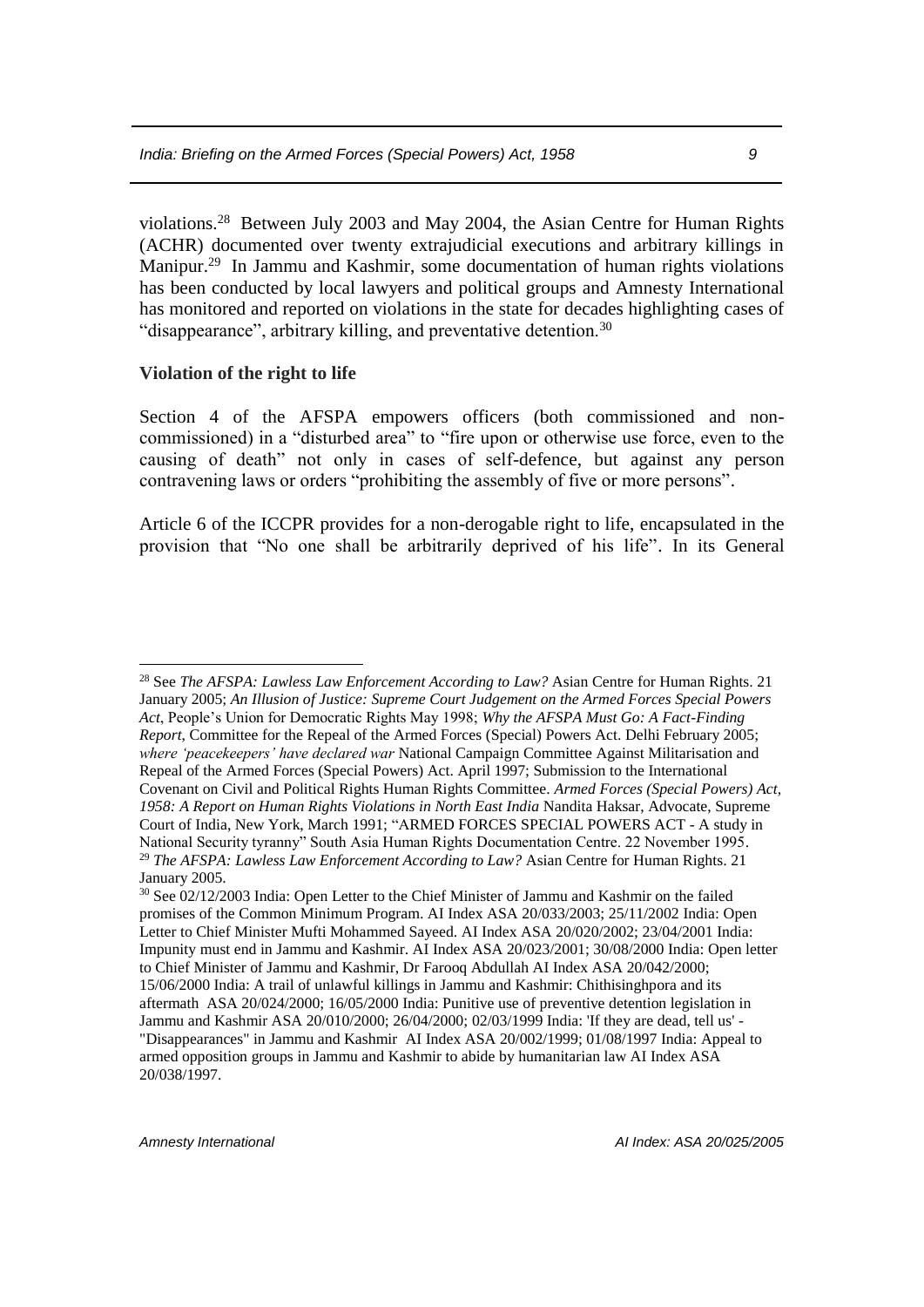violations.[28] Between July 2003 and May 2004, the Asian Centre for Human Rights (ACHR) documented over twenty extrajudicial executions and arbitrary killings in Manipur.[29] In Jammu and Kashmir, some documentation of human rights violations has been conducted by local lawyers and political groups and Amnesty International has monitored and reported on violations in the state for decades highlighting cases of "disappearance", arbitrary killing, and preventative detention.[30]

**Violation of the right to life**

Section 4 of the AFSPA empowers officers (both commissioned and non-commissioned) in a "disturbed area" to "fire upon or otherwise use force, even to the causing of death" not only in cases of self-defence, but against any person contravening laws or orders "prohibiting the assembly of five or more persons".

Article 6 of the ICCPR provides for a non-derogable right to life, encapsulated in the provision that "No one shall be arbitrarily deprived of his life". In its General

---

[28] See *The AFSPA: Lawless Law Enforcement According to Law?* Asian Centre for Human Rights. 21 January 2005; *An Illusion of Justice: Supreme Court Judgement on the Armed Forces Special Powers Act*, People's Union for Democratic Rights May 1998; *Why the AFSPA Must Go: A Fact-Finding Report*, Committee for the Repeal of the Armed Forces (Special) Powers Act. Delhi February 2005; *where 'peacekeepers' have declared war* National Campaign Committee Against Militarisation and Repeal of the Armed Forces (Special Powers) Act. April 1997; Submission to the International Covenant on Civil and Political Rights Human Rights Committee. *Armed Forces (Special Powers) Act, 1958: A Report on Human Rights Violations in North East India* Nandita Haksar, Advocate, Supreme Court of India, New York, March 1991; "ARMED FORCES SPECIAL POWERS ACT - A study in National Security tyranny" South Asia Human Rights Documentation Centre. 22 November 1995.

[29] *The AFSPA: Lawless Law Enforcement According to Law?* Asian Centre for Human Rights. 21 January 2005.

[30] See 02/12/2003 India: Open Letter to the Chief Minister of Jammu and Kashmir on the failed promises of the Common Minimum Program. AI Index ASA 20/033/2003; 25/11/2002 India: Open Letter to Chief Minister Mufti Mohammed Sayeed. AI Index ASA 20/020/2002; 23/04/2001 India: Impunity must end in Jammu and Kashmir. AI Index ASA 20/023/2001; 30/08/2000 India: Open letter to Chief Minister of Jammu and Kashmir, Dr Farooq Abdullah AI Index ASA 20/042/2000; 15/06/2000 India: A trail of unlawful killings in Jammu and Kashmir: Chithisinghpora and its aftermath ASA 20/024/2000; 16/05/2000 India: Punitive use of preventive detention legislation in Jammu and Kashmir ASA 20/010/2000; 26/04/2000; 02/03/1999 India: 'If they are dead, tell us' - "Disappearances" in Jammu and Kashmir AI Index ASA 20/002/1999; 01/08/1997 India: Appeal to armed opposition groups in Jammu and Kashmir to abide by humanitarian law AI Index ASA 20/038/1997.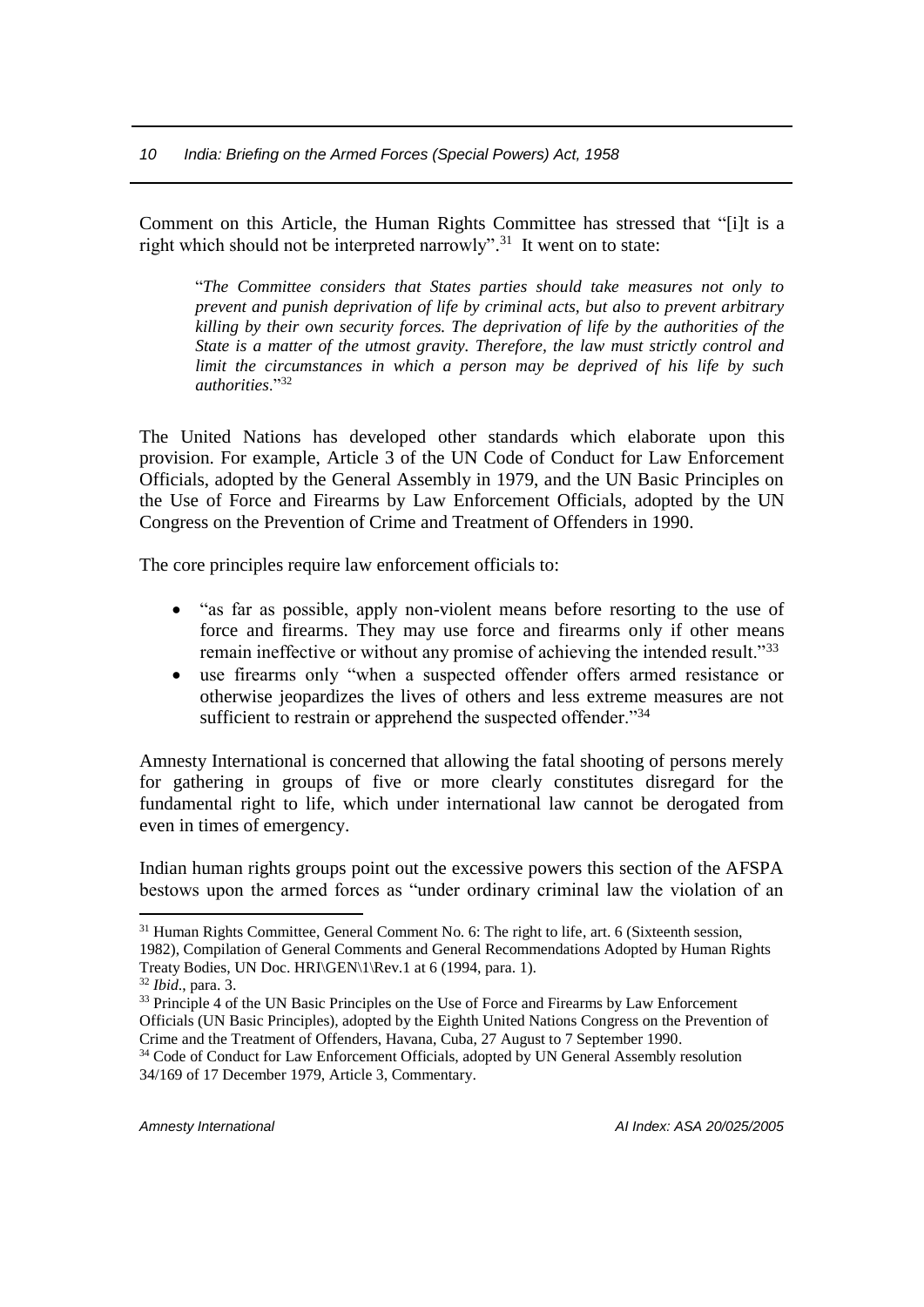Comment on this Article, the Human Rights Committee has stressed that "[i]t is a right which should not be interpreted narrowly".[31] It went on to state:

> "*The Committee considers that States parties should take measures not only to prevent and punish deprivation of life by criminal acts, but also to prevent arbitrary killing by their own security forces. The deprivation of life by the authorities of the State is a matter of the utmost gravity. Therefore, the law must strictly control and limit the circumstances in which a person may be deprived of his life by such authorities*."[32]

The United Nations has developed other standards which elaborate upon this provision. For example, Article 3 of the UN Code of Conduct for Law Enforcement Officials, adopted by the General Assembly in 1979, and the UN Basic Principles on the Use of Force and Firearms by Law Enforcement Officials, adopted by the UN Congress on the Prevention of Crime and Treatment of Offenders in 1990.

The core principles require law enforcement officials to:

- "as far as possible, apply non-violent means before resorting to the use of force and firearms. They may use force and firearms only if other means remain ineffective or without any promise of achieving the intended result."[33]
- use firearms only "when a suspected offender offers armed resistance or otherwise jeopardizes the lives of others and less extreme measures are not sufficient to restrain or apprehend the suspected offender."[34]

Amnesty International is concerned that allowing the fatal shooting of persons merely for gathering in groups of five or more clearly constitutes disregard for the fundamental right to life, which under international law cannot be derogated from even in times of emergency.

Indian human rights groups point out the excessive powers this section of the AFSPA bestows upon the armed forces as "under ordinary criminal law the violation of an

---

[31] Human Rights Committee, General Comment No. 6: The right to life, art. 6 (Sixteenth session, 1982), Compilation of General Comments and General Recommendations Adopted by Human Rights Treaty Bodies, UN Doc. HRI\GEN\1\Rev.1 at 6 (1994, para. 1).

[32] *Ibid*., para. 3.

[33] Principle 4 of the UN Basic Principles on the Use of Force and Firearms by Law Enforcement Officials (UN Basic Principles), adopted by the Eighth United Nations Congress on the Prevention of Crime and the Treatment of Offenders, Havana, Cuba, 27 August to 7 September 1990.

[34] Code of Conduct for Law Enforcement Officials, adopted by UN General Assembly resolution 34/169 of 17 December 1979, Article 3, Commentary.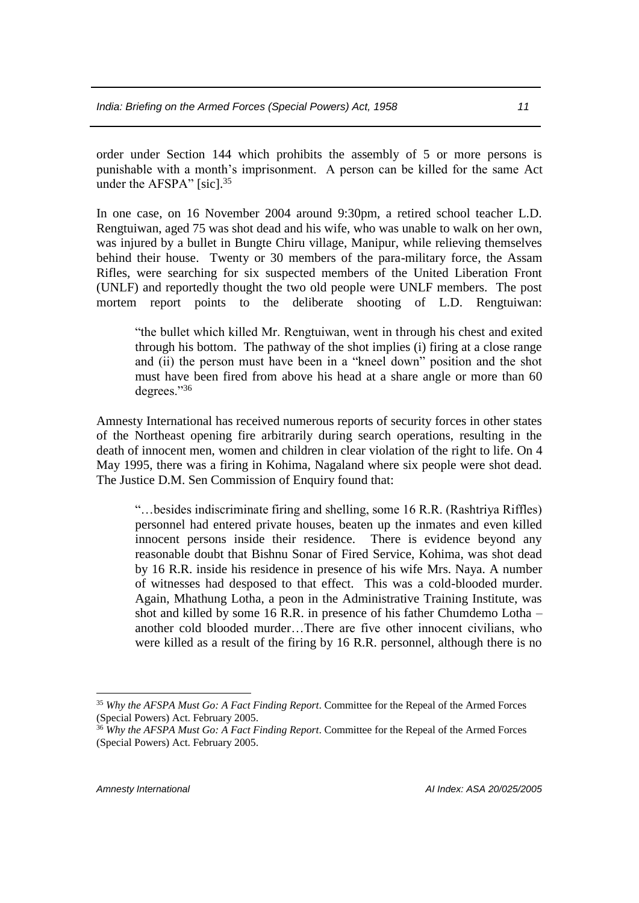order under Section 144 which prohibits the assembly of 5 or more persons is punishable with a month's imprisonment. A person can be killed for the same Act under the AFSPA" [sic].[35]

In one case, on 16 November 2004 around 9:30pm, a retired school teacher L.D. Rengtuiwan, aged 75 was shot dead and his wife, who was unable to walk on her own, was injured by a bullet in Bungte Chiru village, Manipur, while relieving themselves behind their house. Twenty or 30 members of the para-military force, the Assam Rifles, were searching for six suspected members of the United Liberation Front (UNLF) and reportedly thought the two old people were UNLF members. The post mortem report points to the deliberate shooting of L.D. Rengtuiwan:

> "the bullet which killed Mr. Rengtuiwan, went in through his chest and exited through his bottom. The pathway of the shot implies (i) firing at a close range and (ii) the person must have been in a "kneel down" position and the shot must have been fired from above his head at a share angle or more than 60 degrees."[36]

Amnesty International has received numerous reports of security forces in other states of the Northeast opening fire arbitrarily during search operations, resulting in the death of innocent men, women and children in clear violation of the right to life. On 4 May 1995, there was a firing in Kohima, Nagaland where six people were shot dead. The Justice D.M. Sen Commission of Enquiry found that:

> "…besides indiscriminate firing and shelling, some 16 R.R. (Rashtriya Riffles) personnel had entered private houses, beaten up the inmates and even killed innocent persons inside their residence. There is evidence beyond any reasonable doubt that Bishnu Sonar of Fired Service, Kohima, was shot dead by 16 R.R. inside his residence in presence of his wife Mrs. Naya. A number of witnesses had desposed to that effect. This was a cold-blooded murder. Again, Mhathung Lotha, a peon in the Administrative Training Institute, was shot and killed by some 16 R.R. in presence of his father Chumdemo Lotha – another cold blooded murder…There are five other innocent civilians, who were killed as a result of the firing by 16 R.R. personnel, although there is no

[35] *Why the AFSPA Must Go: A Fact Finding Report*. Committee for the Repeal of the Armed Forces (Special Powers) Act. February 2005.

[36] *Why the AFSPA Must Go: A Fact Finding Report*. Committee for the Repeal of the Armed Forces (Special Powers) Act. February 2005.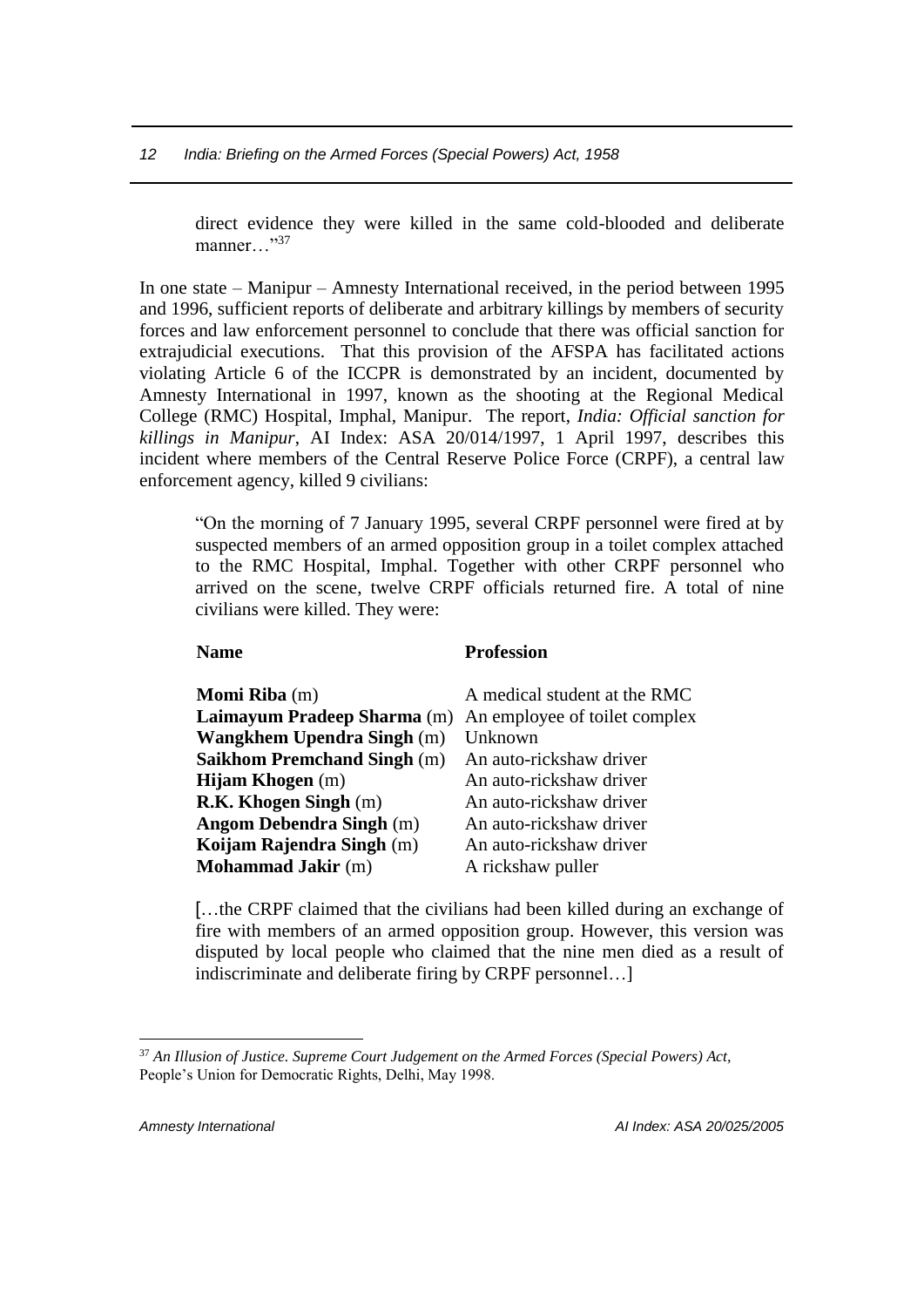> direct evidence they were killed in the same cold-blooded and deliberate manner…"[37]

In one state – Manipur – Amnesty International received, in the period between 1995 and 1996, sufficient reports of deliberate and arbitrary killings by members of security forces and law enforcement personnel to conclude that there was official sanction for extrajudicial executions. That this provision of the AFSPA has facilitated actions violating Article 6 of the ICCPR is demonstrated by an incident, documented by Amnesty International in 1997, known as the shooting at the Regional Medical College (RMC) Hospital, Imphal, Manipur. The report, *India: Official sanction for killings in Manipur*, AI Index: ASA 20/014/1997, 1 April 1997, describes this incident where members of the Central Reserve Police Force (CRPF), a central law enforcement agency, killed 9 civilians:

> "On the morning of 7 January 1995, several CRPF personnel were fired at by suspected members of an armed opposition group in a toilet complex attached to the RMC Hospital, Imphal. Together with other CRPF personnel who arrived on the scene, twelve CRPF officials returned fire. A total of nine civilians were killed. They were:

| **Name** | **Profession** |
|---|---|
| **Momi Riba** (m) | A medical student at the RMC |
| **Laimayum Pradeep Sharma** (m) | An employee of toilet complex |
| **Wangkhem Upendra Singh** (m) | Unknown |
| **Saikhom Premchand Singh** (m) | An auto-rickshaw driver |
| **Hijam Khogen** (m) | An auto-rickshaw driver |
| **R.K. Khogen Singh** (m) | An auto-rickshaw driver |
| **Angom Debendra Singh** (m) | An auto-rickshaw driver |
| **Koijam Rajendra Singh** (m) | An auto-rickshaw driver |
| **Mohammad Jakir** (m) | A rickshaw puller |

> […the CRPF claimed that the civilians had been killed during an exchange of fire with members of an armed opposition group. However, this version was disputed by local people who claimed that the nine men died as a result of indiscriminate and deliberate firing by CRPF personnel…]

---

[37] *An Illusion of Justice. Supreme Court Judgement on the Armed Forces (Special Powers) Act*, People's Union for Democratic Rights, Delhi, May 1998.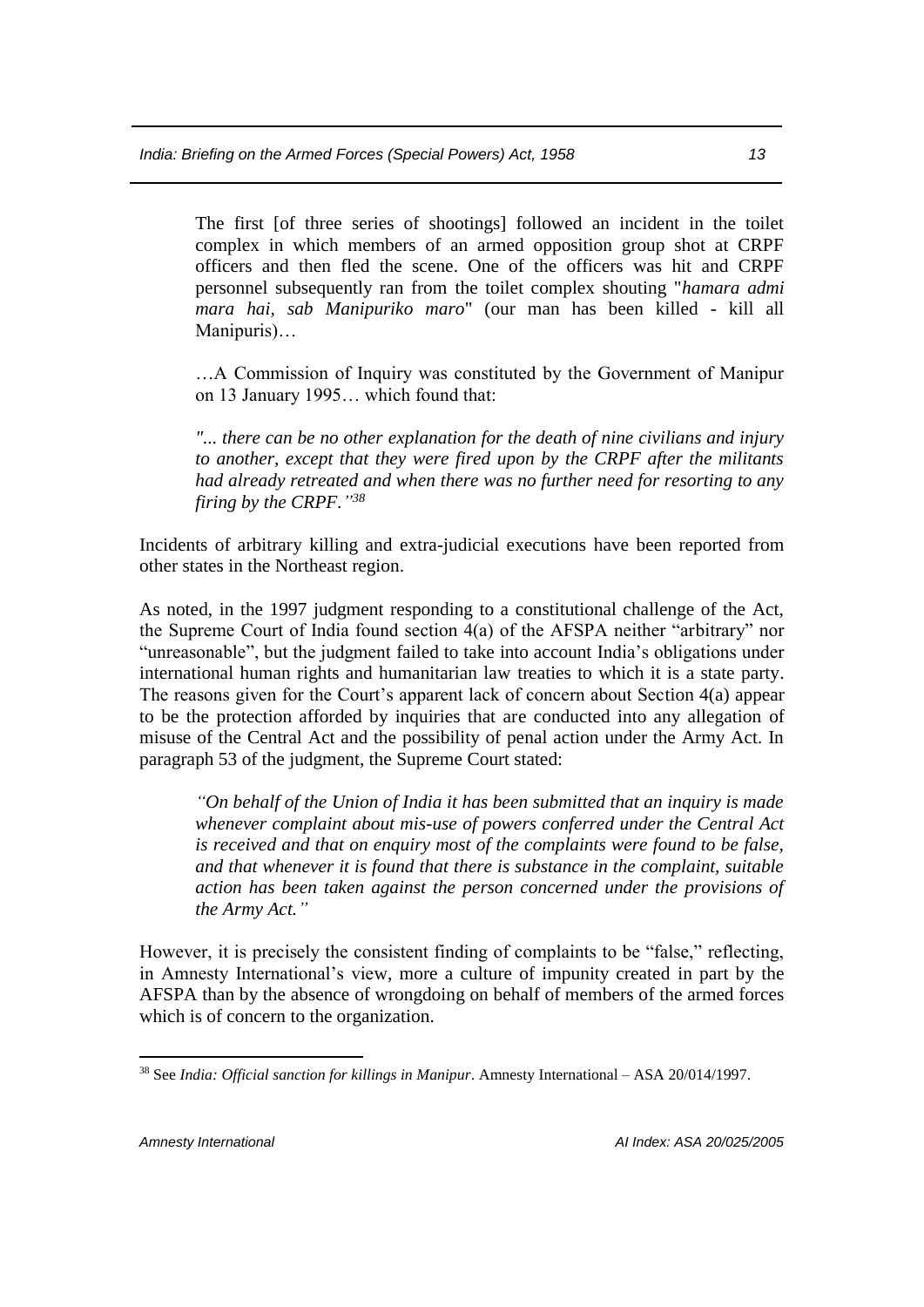> The first [of three series of shootings] followed an incident in the toilet complex in which members of an armed opposition group shot at CRPF officers and then fled the scene. One of the officers was hit and CRPF personnel subsequently ran from the toilet complex shouting "*hamara admi mara hai, sab Manipuriko maro*" (our man has been killed - kill all Manipuris)…
>
> …A Commission of Inquiry was constituted by the Government of Manipur on 13 January 1995… which found that:
>
> *"... there can be no other explanation for the death of nine civilians and injury to another, except that they were fired upon by the CRPF after the militants had already retreated and when there was no further need for resorting to any firing by the CRPF."*[38]

Incidents of arbitrary killing and extra-judicial executions have been reported from other states in the Northeast region.

As noted, in the 1997 judgment responding to a constitutional challenge of the Act, the Supreme Court of India found section 4(a) of the AFSPA neither "arbitrary" nor "unreasonable", but the judgment failed to take into account India's obligations under international human rights and humanitarian law treaties to which it is a state party. The reasons given for the Court's apparent lack of concern about Section 4(a) appear to be the protection afforded by inquiries that are conducted into any allegation of misuse of the Central Act and the possibility of penal action under the Army Act. In paragraph 53 of the judgment, the Supreme Court stated:

> *"On behalf of the Union of India it has been submitted that an inquiry is made whenever complaint about mis-use of powers conferred under the Central Act is received and that on enquiry most of the complaints were found to be false, and that whenever it is found that there is substance in the complaint, suitable action has been taken against the person concerned under the provisions of the Army Act."*

However, it is precisely the consistent finding of complaints to be "false," reflecting, in Amnesty International's view, more a culture of impunity created in part by the AFSPA than by the absence of wrongdoing on behalf of members of the armed forces which is of concern to the organization.

[38] See *India: Official sanction for killings in Manipur*. Amnesty International – ASA 20/014/1997.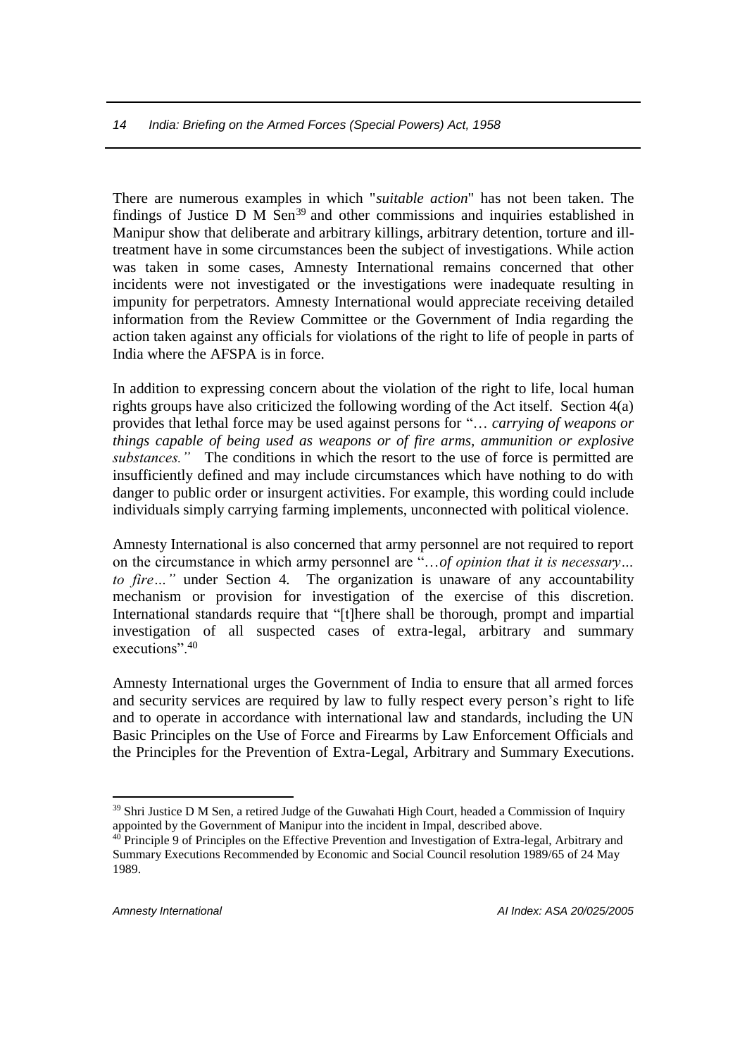There are numerous examples in which "*suitable action*" has not been taken. The findings of Justice D M Sen[39] and other commissions and inquiries established in Manipur show that deliberate and arbitrary killings, arbitrary detention, torture and ill-treatment have in some circumstances been the subject of investigations. While action was taken in some cases, Amnesty International remains concerned that other incidents were not investigated or the investigations were inadequate resulting in impunity for perpetrators. Amnesty International would appreciate receiving detailed information from the Review Committee or the Government of India regarding the action taken against any officials for violations of the right to life of people in parts of India where the AFSPA is in force.

In addition to expressing concern about the violation of the right to life, local human rights groups have also criticized the following wording of the Act itself. Section 4(a) provides that lethal force may be used against persons for "*… carrying of weapons or things capable of being used as weapons or of fire arms, ammunition or explosive substances."* The conditions in which the resort to the use of force is permitted are insufficiently defined and may include circumstances which have nothing to do with danger to public order or insurgent activities. For example, this wording could include individuals simply carrying farming implements, unconnected with political violence.

Amnesty International is also concerned that army personnel are not required to report on the circumstance in which army personnel are "*…of opinion that it is necessary… to fire…"* under Section 4. The organization is unaware of any accountability mechanism or provision for investigation of the exercise of this discretion. International standards require that "[t]here shall be thorough, prompt and impartial investigation of all suspected cases of extra-legal, arbitrary and summary executions".[40]

Amnesty International urges the Government of India to ensure that all armed forces and security services are required by law to fully respect every person's right to life and to operate in accordance with international law and standards, including the UN Basic Principles on the Use of Force and Firearms by Law Enforcement Officials and the Principles for the Prevention of Extra-Legal, Arbitrary and Summary Executions.

---

[39] Shri Justice D M Sen, a retired Judge of the Guwahati High Court, headed a Commission of Inquiry appointed by the Government of Manipur into the incident in Impal, described above.

[40] Principle 9 of Principles on the Effective Prevention and Investigation of Extra-legal, Arbitrary and Summary Executions Recommended by Economic and Social Council resolution 1989/65 of 24 May 1989.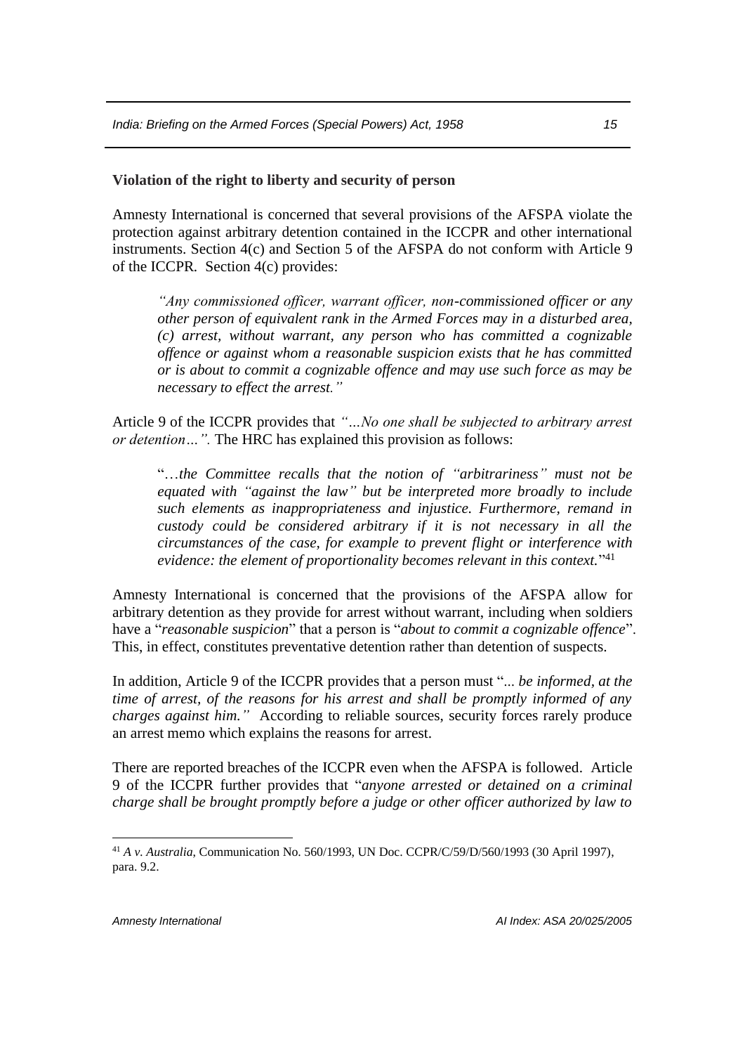**Violation of the right to liberty and security of person**

Amnesty International is concerned that several provisions of the AFSPA violate the protection against arbitrary detention contained in the ICCPR and other international instruments. Section 4(c) and Section 5 of the AFSPA do not conform with Article 9 of the ICCPR. Section 4(c) provides:

> *"Any commissioned officer, warrant officer, non-commissioned officer or any other person of equivalent rank in the Armed Forces may in a disturbed area, (c) arrest, without warrant, any person who has committed a cognizable offence or against whom a reasonable suspicion exists that he has committed or is about to commit a cognizable offence and may use such force as may be necessary to effect the arrest."*

Article 9 of the ICCPR provides that *"…No one shall be subjected to arbitrary arrest or detention…".* The HRC has explained this provision as follows:

> "*…the Committee recalls that the notion of "arbitrariness" must not be equated with "against the law" but be interpreted more broadly to include such elements as inappropriateness and injustice. Furthermore, remand in custody could be considered arbitrary if it is not necessary in all the circumstances of the case, for example to prevent flight or interference with evidence: the element of proportionality becomes relevant in this context.*"[41]

Amnesty International is concerned that the provisions of the AFSPA allow for arbitrary detention as they provide for arrest without warrant, including when soldiers have a "*reasonable suspicion*" that a person is "*about to commit a cognizable offence*". This, in effect, constitutes preventative detention rather than detention of suspects.

In addition, Article 9 of the ICCPR provides that a person must "*... be informed, at the time of arrest, of the reasons for his arrest and shall be promptly informed of any charges against him."* According to reliable sources, security forces rarely produce an arrest memo which explains the reasons for arrest.

There are reported breaches of the ICCPR even when the AFSPA is followed. Article 9 of the ICCPR further provides that "*anyone arrested or detained on a criminal charge shall be brought promptly before a judge or other officer authorized by law to*

---

[41] *A v. Australia*, Communication No. 560/1993, UN Doc. CCPR/C/59/D/560/1993 (30 April 1997), para. 9.2.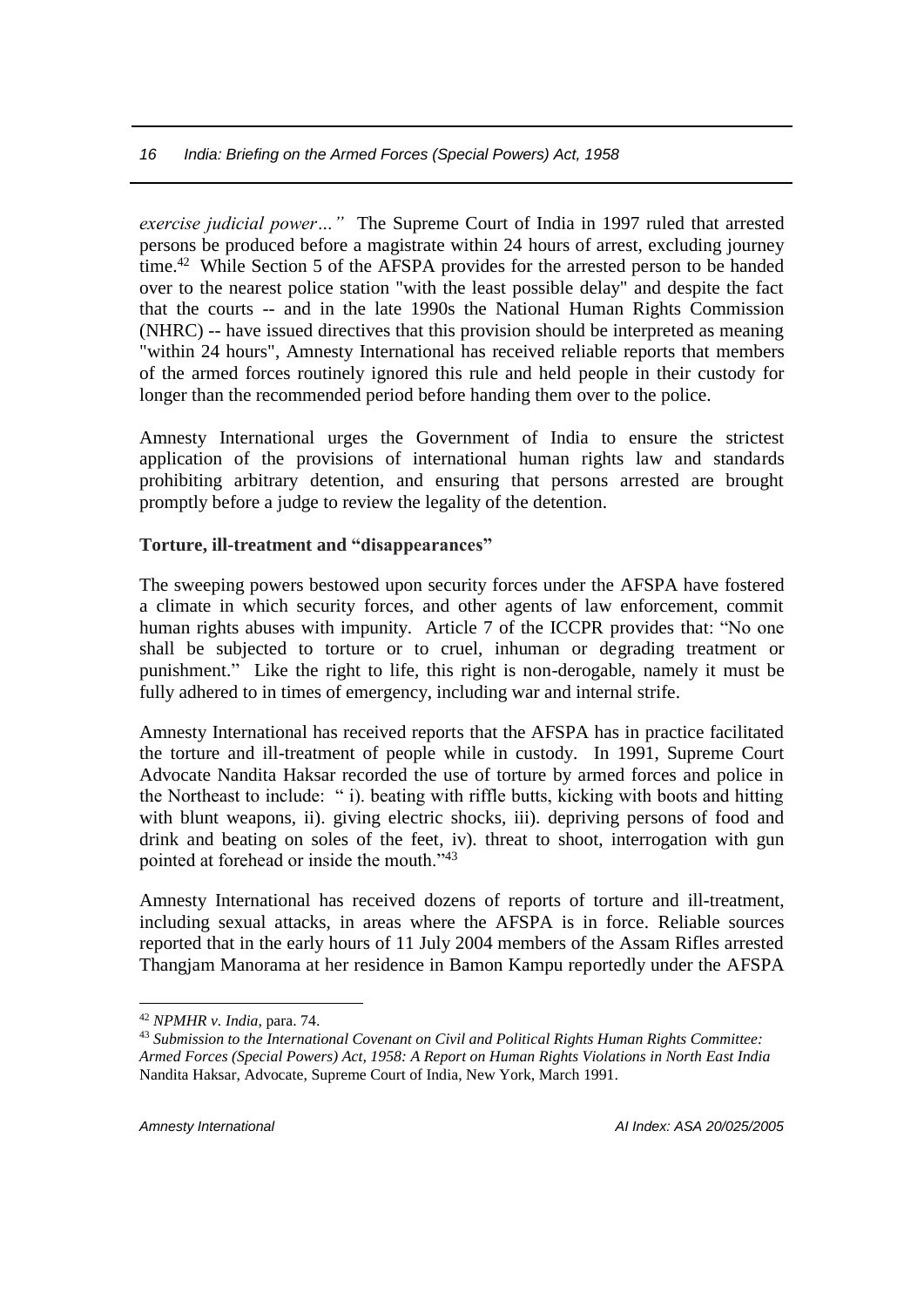*exercise judicial power…"* The Supreme Court of India in 1997 ruled that arrested persons be produced before a magistrate within 24 hours of arrest, excluding journey time.[42] While Section 5 of the AFSPA provides for the arrested person to be handed over to the nearest police station "with the least possible delay" and despite the fact that the courts -- and in the late 1990s the National Human Rights Commission (NHRC) -- have issued directives that this provision should be interpreted as meaning "within 24 hours", Amnesty International has received reliable reports that members of the armed forces routinely ignored this rule and held people in their custody for longer than the recommended period before handing them over to the police.

Amnesty International urges the Government of India to ensure the strictest application of the provisions of international human rights law and standards prohibiting arbitrary detention, and ensuring that persons arrested are brought promptly before a judge to review the legality of the detention.

**Torture, ill-treatment and "disappearances"**

The sweeping powers bestowed upon security forces under the AFSPA have fostered a climate in which security forces, and other agents of law enforcement, commit human rights abuses with impunity. Article 7 of the ICCPR provides that: "No one shall be subjected to torture or to cruel, inhuman or degrading treatment or punishment." Like the right to life, this right is non-derogable, namely it must be fully adhered to in times of emergency, including war and internal strife.

Amnesty International has received reports that the AFSPA has in practice facilitated the torture and ill-treatment of people while in custody. In 1991, Supreme Court Advocate Nandita Haksar recorded the use of torture by armed forces and police in the Northeast to include: " i). beating with riffle butts, kicking with boots and hitting with blunt weapons, ii). giving electric shocks, iii). depriving persons of food and drink and beating on soles of the feet, iv). threat to shoot, interrogation with gun pointed at forehead or inside the mouth."[43]

Amnesty International has received dozens of reports of torture and ill-treatment, including sexual attacks, in areas where the AFSPA is in force. Reliable sources reported that in the early hours of 11 July 2004 members of the Assam Rifles arrested Thangjam Manorama at her residence in Bamon Kampu reportedly under the AFSPA

---

[42] *NPMHR v. India*, para. 74.

[43] *Submission to the International Covenant on Civil and Political Rights Human Rights Committee: Armed Forces (Special Powers) Act, 1958: A Report on Human Rights Violations in North East India* Nandita Haksar, Advocate, Supreme Court of India, New York, March 1991.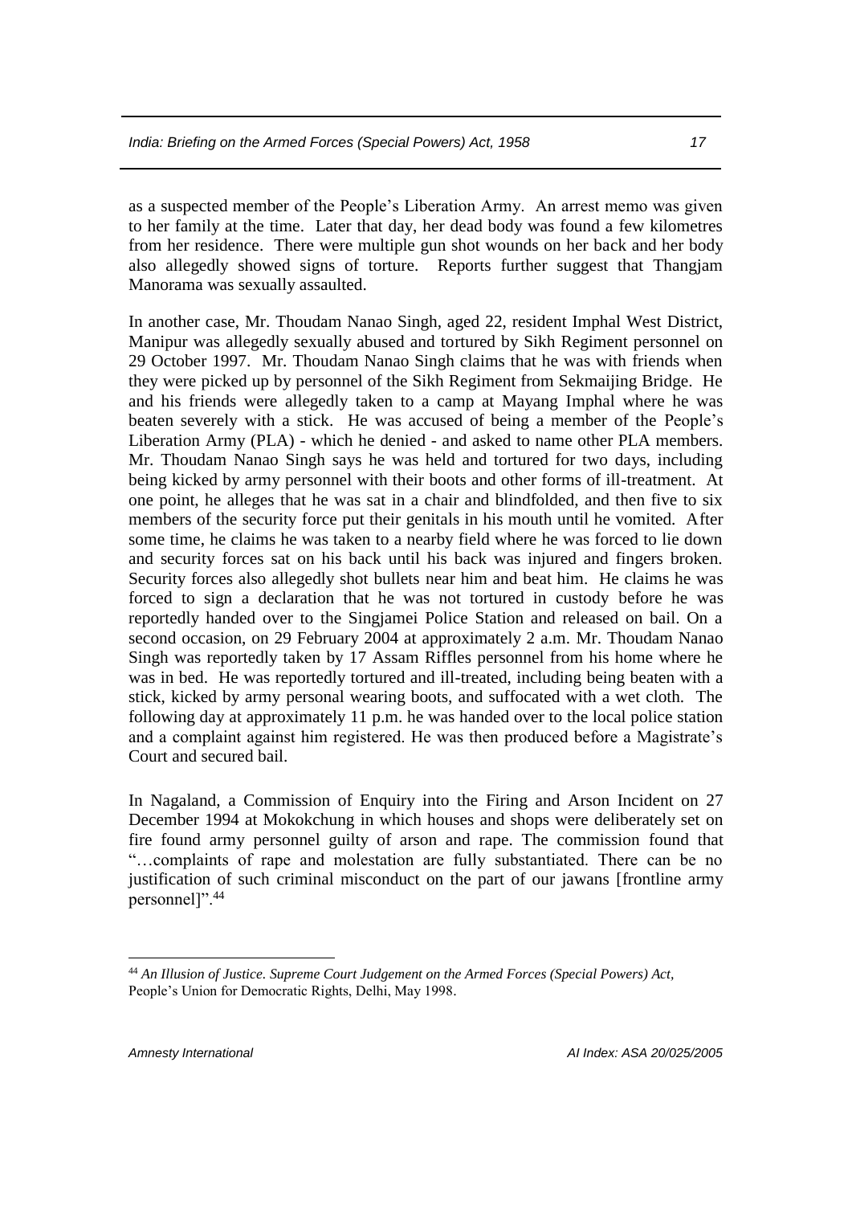as a suspected member of the People's Liberation Army. An arrest memo was given to her family at the time. Later that day, her dead body was found a few kilometres from her residence. There were multiple gun shot wounds on her back and her body also allegedly showed signs of torture. Reports further suggest that Thangjam Manorama was sexually assaulted.

In another case, Mr. Thoudam Nanao Singh, aged 22, resident Imphal West District, Manipur was allegedly sexually abused and tortured by Sikh Regiment personnel on 29 October 1997. Mr. Thoudam Nanao Singh claims that he was with friends when they were picked up by personnel of the Sikh Regiment from Sekmaijing Bridge. He and his friends were allegedly taken to a camp at Mayang Imphal where he was beaten severely with a stick. He was accused of being a member of the People's Liberation Army (PLA) - which he denied - and asked to name other PLA members. Mr. Thoudam Nanao Singh says he was held and tortured for two days, including being kicked by army personnel with their boots and other forms of ill-treatment. At one point, he alleges that he was sat in a chair and blindfolded, and then five to six members of the security force put their genitals in his mouth until he vomited. After some time, he claims he was taken to a nearby field where he was forced to lie down and security forces sat on his back until his back was injured and fingers broken. Security forces also allegedly shot bullets near him and beat him. He claims he was forced to sign a declaration that he was not tortured in custody before he was reportedly handed over to the Singjamei Police Station and released on bail. On a second occasion, on 29 February 2004 at approximately 2 a.m. Mr. Thoudam Nanao Singh was reportedly taken by 17 Assam Riffles personnel from his home where he was in bed. He was reportedly tortured and ill-treated, including being beaten with a stick, kicked by army personal wearing boots, and suffocated with a wet cloth. The following day at approximately 11 p.m. he was handed over to the local police station and a complaint against him registered. He was then produced before a Magistrate's Court and secured bail.

In Nagaland, a Commission of Enquiry into the Firing and Arson Incident on 27 December 1994 at Mokokchung in which houses and shops were deliberately set on fire found army personnel guilty of arson and rape. The commission found that "…complaints of rape and molestation are fully substantiated. There can be no justification of such criminal misconduct on the part of our jawans [frontline army personnel]".[44]

---

[44] *An Illusion of Justice. Supreme Court Judgement on the Armed Forces (Special Powers) Act*, People's Union for Democratic Rights, Delhi, May 1998.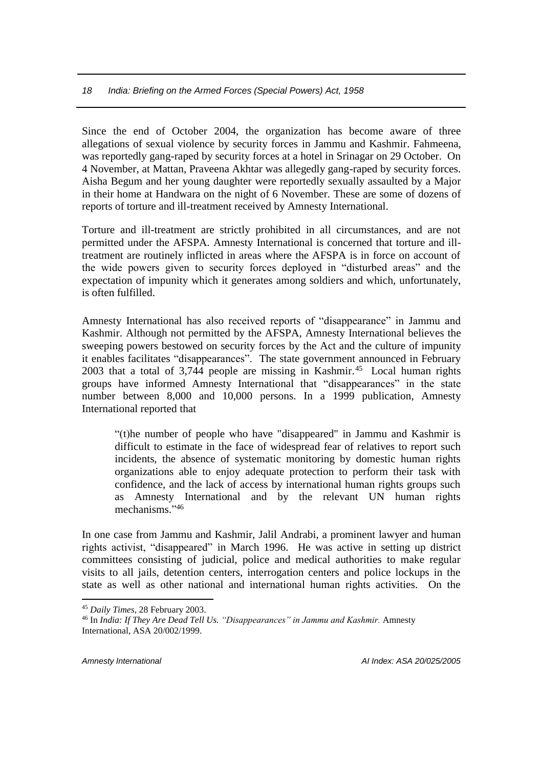Since the end of October 2004, the organization has become aware of three allegations of sexual violence by security forces in Jammu and Kashmir. Fahmeena, was reportedly gang-raped by security forces at a hotel in Srinagar on 29 October. On 4 November, at Mattan, Praveena Akhtar was allegedly gang-raped by security forces. Aisha Begum and her young daughter were reportedly sexually assaulted by a Major in their home at Handwara on the night of 6 November. These are some of dozens of reports of torture and ill-treatment received by Amnesty International.

Torture and ill-treatment are strictly prohibited in all circumstances, and are not permitted under the AFSPA. Amnesty International is concerned that torture and ill-treatment are routinely inflicted in areas where the AFSPA is in force on account of the wide powers given to security forces deployed in "disturbed areas" and the expectation of impunity which it generates among soldiers and which, unfortunately, is often fulfilled.

Amnesty International has also received reports of "disappearance" in Jammu and Kashmir. Although not permitted by the AFSPA, Amnesty International believes the sweeping powers bestowed on security forces by the Act and the culture of impunity it enables facilitates "disappearances". The state government announced in February 2003 that a total of 3,744 people are missing in Kashmir.[45] Local human rights groups have informed Amnesty International that "disappearances" in the state number between 8,000 and 10,000 persons. In a 1999 publication, Amnesty International reported that

> "(t)he number of people who have "disappeared" in Jammu and Kashmir is difficult to estimate in the face of widespread fear of relatives to report such incidents, the absence of systematic monitoring by domestic human rights organizations able to enjoy adequate protection to perform their task with confidence, and the lack of access by international human rights groups such as Amnesty International and by the relevant UN human rights mechanisms."[46]

In one case from Jammu and Kashmir, Jalil Andrabi, a prominent lawyer and human rights activist, "disappeared" in March 1996. He was active in setting up district committees consisting of judicial, police and medical authorities to make regular visits to all jails, detention centers, interrogation centers and police lockups in the state as well as other national and international human rights activities. On the

---

[45] *Daily Times*, 28 February 2003.

[46] In *India: If They Are Dead Tell Us. "Disappearances" in Jammu and Kashmir.* Amnesty International, ASA 20/002/1999.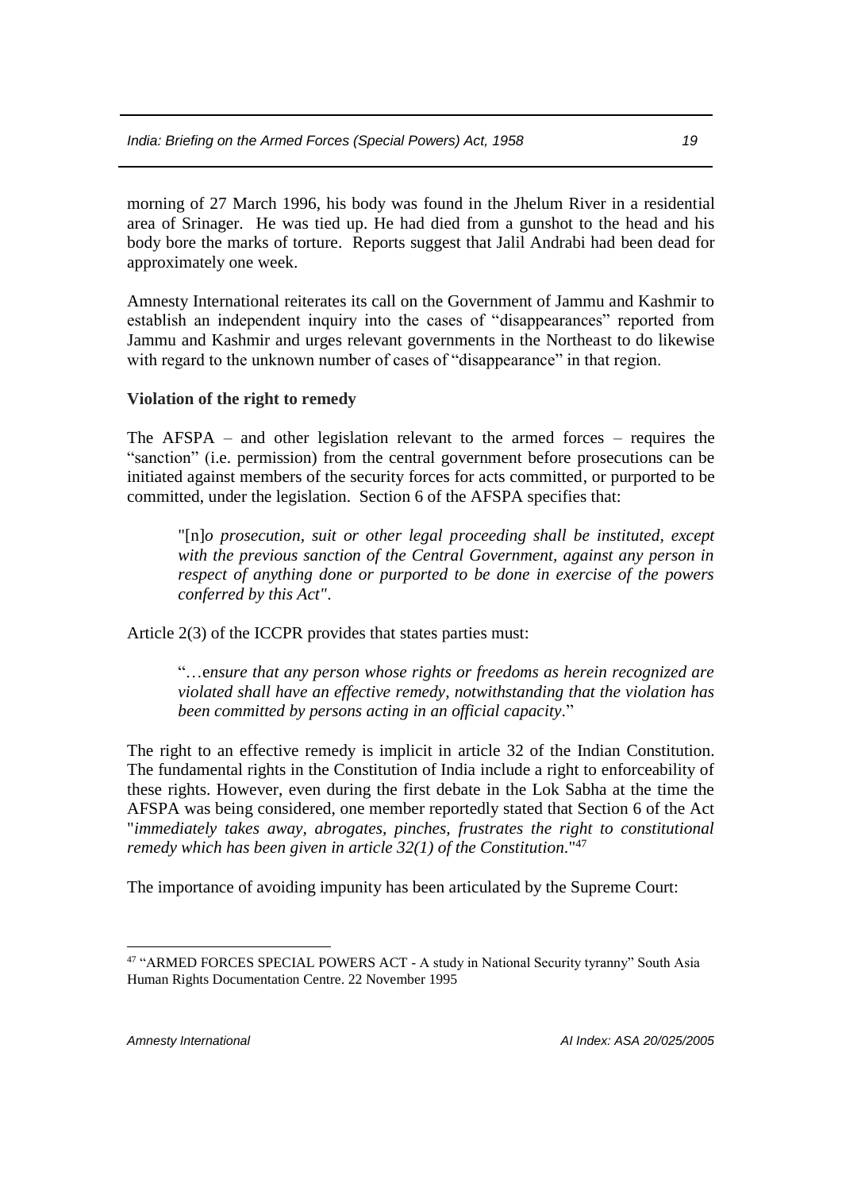morning of 27 March 1996, his body was found in the Jhelum River in a residential area of Srinager. He was tied up. He had died from a gunshot to the head and his body bore the marks of torture. Reports suggest that Jalil Andrabi had been dead for approximately one week.

Amnesty International reiterates its call on the Government of Jammu and Kashmir to establish an independent inquiry into the cases of "disappearances" reported from Jammu and Kashmir and urges relevant governments in the Northeast to do likewise with regard to the unknown number of cases of "disappearance" in that region.

**Violation of the right to remedy**

The AFSPA – and other legislation relevant to the armed forces – requires the "sanction" (i.e. permission) from the central government before prosecutions can be initiated against members of the security forces for acts committed, or purported to be committed, under the legislation. Section 6 of the AFSPA specifies that:

> "[n]*o prosecution, suit or other legal proceeding shall be instituted, except with the previous sanction of the Central Government, against any person in respect of anything done or purported to be done in exercise of the powers conferred by this Act"*.

Article 2(3) of the ICCPR provides that states parties must:

> "…e*nsure that any person whose rights or freedoms as herein recognized are violated shall have an effective remedy, notwithstanding that the violation has been committed by persons acting in an official capacity*."

The right to an effective remedy is implicit in article 32 of the Indian Constitution. The fundamental rights in the Constitution of India include a right to enforceability of these rights. However, even during the first debate in the Lok Sabha at the time the AFSPA was being considered, one member reportedly stated that Section 6 of the Act "*immediately takes away, abrogates, pinches, frustrates the right to constitutional remedy which has been given in article 32(1) of the Constitution.*"[47]

The importance of avoiding impunity has been articulated by the Supreme Court:

---

[47] "ARMED FORCES SPECIAL POWERS ACT - A study in National Security tyranny" South Asia Human Rights Documentation Centre. 22 November 1995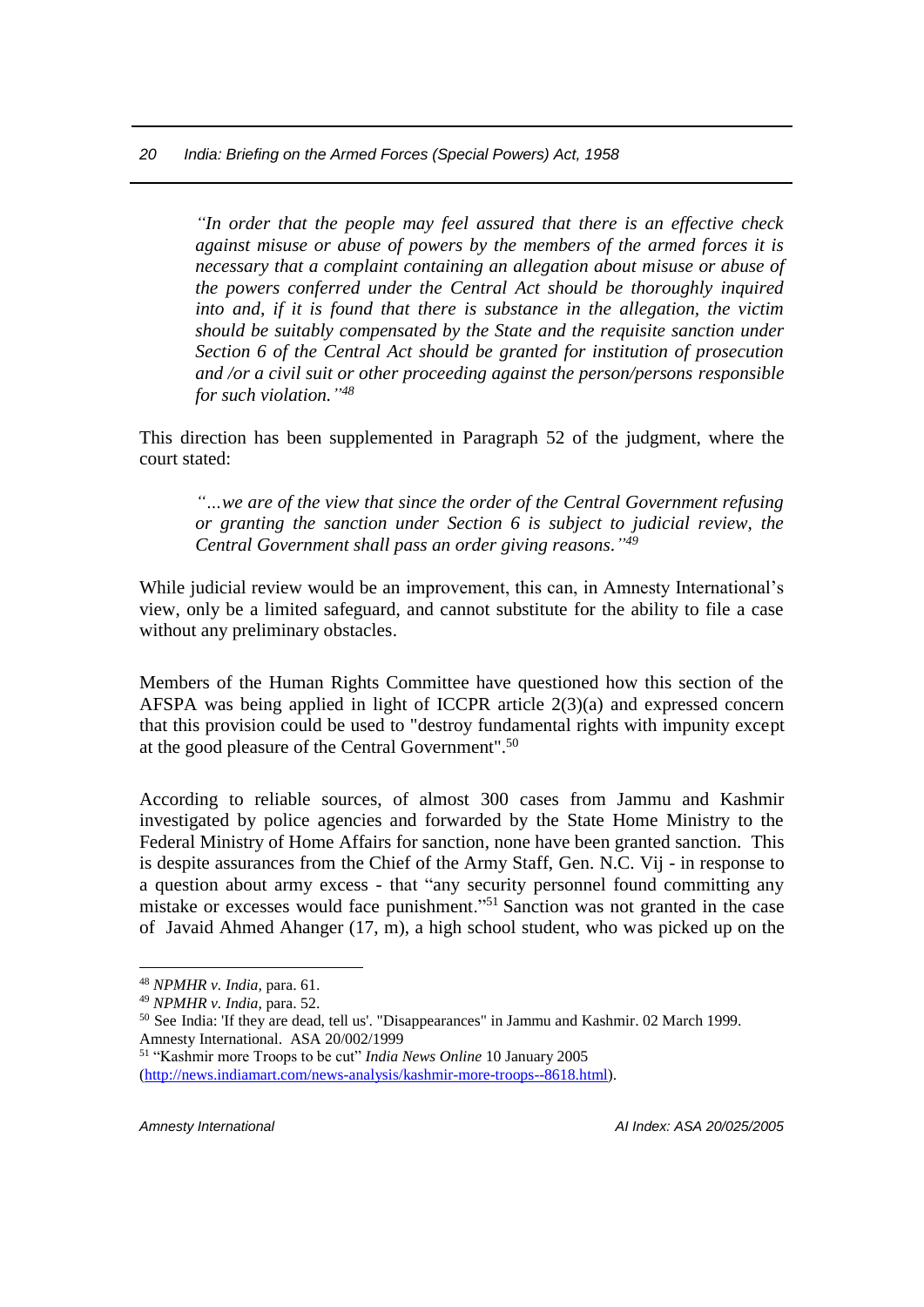> *"In order that the people may feel assured that there is an effective check against misuse or abuse of powers by the members of the armed forces it is necessary that a complaint containing an allegation about misuse or abuse of the powers conferred under the Central Act should be thoroughly inquired into and, if it is found that there is substance in the allegation, the victim should be suitably compensated by the State and the requisite sanction under Section 6 of the Central Act should be granted for institution of prosecution and /or a civil suit or other proceeding against the person/persons responsible for such violation."*[48]

This direction has been supplemented in Paragraph 52 of the judgment, where the court stated:

> *"…we are of the view that since the order of the Central Government refusing or granting the sanction under Section 6 is subject to judicial review, the Central Government shall pass an order giving reasons."*[49]

While judicial review would be an improvement, this can, in Amnesty International's view, only be a limited safeguard, and cannot substitute for the ability to file a case without any preliminary obstacles.

Members of the Human Rights Committee have questioned how this section of the AFSPA was being applied in light of ICCPR article 2(3)(a) and expressed concern that this provision could be used to "destroy fundamental rights with impunity except at the good pleasure of the Central Government".[50]

According to reliable sources, of almost 300 cases from Jammu and Kashmir investigated by police agencies and forwarded by the State Home Ministry to the Federal Ministry of Home Affairs for sanction, none have been granted sanction. This is despite assurances from the Chief of the Army Staff, Gen. N.C. Vij - in response to a question about army excess - that "any security personnel found committing any mistake or excesses would face punishment."[51] Sanction was not granted in the case of Javaid Ahmed Ahanger (17, m), a high school student, who was picked up on the

---

[48] *NPMHR v. India,* para. 61.

[49] *NPMHR v. India,* para. 52.

[50] See India: 'If they are dead, tell us'. "Disappearances" in Jammu and Kashmir. 02 March 1999. Amnesty International. ASA 20/002/1999

[51] "Kashmir more Troops to be cut" *India News Online* 10 January 2005 (http://news.indiamart.com/news-analysis/kashmir-more-troops--8618.html).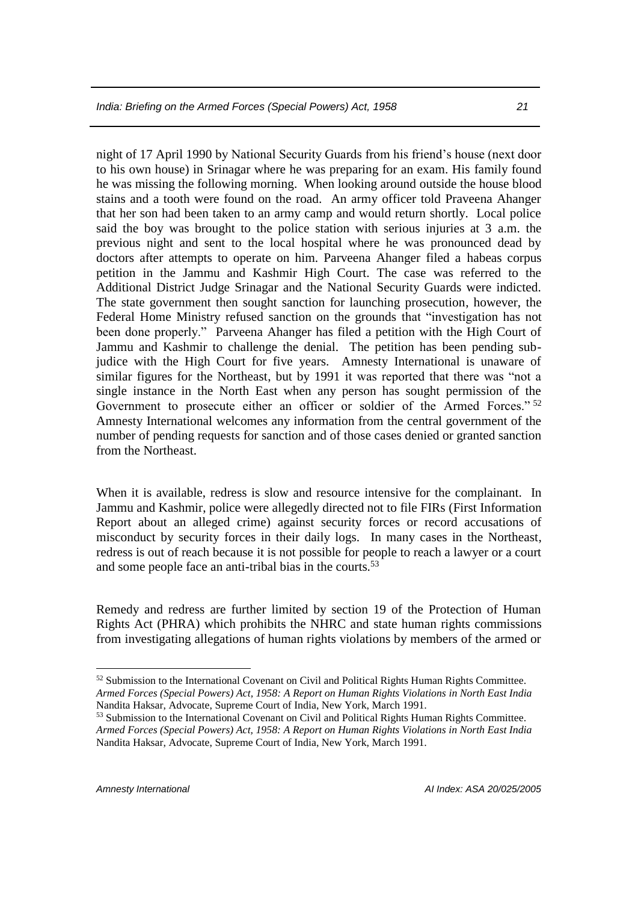night of 17 April 1990 by National Security Guards from his friend's house (next door to his own house) in Srinagar where he was preparing for an exam. His family found he was missing the following morning. When looking around outside the house blood stains and a tooth were found on the road. An army officer told Praveena Ahanger that her son had been taken to an army camp and would return shortly. Local police said the boy was brought to the police station with serious injuries at 3 a.m. the previous night and sent to the local hospital where he was pronounced dead by doctors after attempts to operate on him. Parveena Ahanger filed a habeas corpus petition in the Jammu and Kashmir High Court. The case was referred to the Additional District Judge Srinagar and the National Security Guards were indicted. The state government then sought sanction for launching prosecution, however, the Federal Home Ministry refused sanction on the grounds that "investigation has not been done properly." Parveena Ahanger has filed a petition with the High Court of Jammu and Kashmir to challenge the denial. The petition has been pending sub-judice with the High Court for five years. Amnesty International is unaware of similar figures for the Northeast, but by 1991 it was reported that there was "not a single instance in the North East when any person has sought permission of the Government to prosecute either an officer or soldier of the Armed Forces." [52] Amnesty International welcomes any information from the central government of the number of pending requests for sanction and of those cases denied or granted sanction from the Northeast.

When it is available, redress is slow and resource intensive for the complainant. In Jammu and Kashmir, police were allegedly directed not to file FIRs (First Information Report about an alleged crime) against security forces or record accusations of misconduct by security forces in their daily logs. In many cases in the Northeast, redress is out of reach because it is not possible for people to reach a lawyer or a court and some people face an anti-tribal bias in the courts.[53]

Remedy and redress are further limited by section 19 of the Protection of Human Rights Act (PHRA) which prohibits the NHRC and state human rights commissions from investigating allegations of human rights violations by members of the armed or

---

[52] Submission to the International Covenant on Civil and Political Rights Human Rights Committee. *Armed Forces (Special Powers) Act, 1958: A Report on Human Rights Violations in North East India* Nandita Haksar, Advocate, Supreme Court of India, New York, March 1991.

[53] Submission to the International Covenant on Civil and Political Rights Human Rights Committee. *Armed Forces (Special Powers) Act, 1958: A Report on Human Rights Violations in North East India* Nandita Haksar, Advocate, Supreme Court of India, New York, March 1991.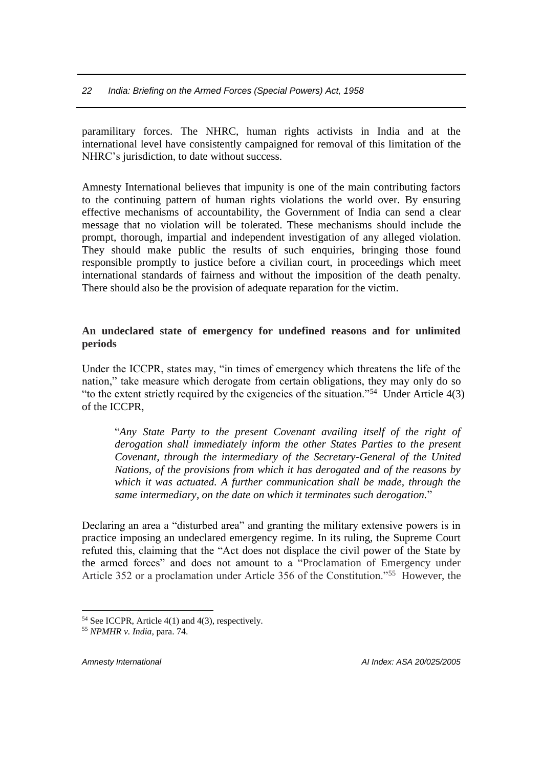paramilitary forces. The NHRC, human rights activists in India and at the international level have consistently campaigned for removal of this limitation of the NHRC's jurisdiction, to date without success.

Amnesty International believes that impunity is one of the main contributing factors to the continuing pattern of human rights violations the world over. By ensuring effective mechanisms of accountability, the Government of India can send a clear message that no violation will be tolerated. These mechanisms should include the prompt, thorough, impartial and independent investigation of any alleged violation. They should make public the results of such enquiries, bringing those found responsible promptly to justice before a civilian court, in proceedings which meet international standards of fairness and without the imposition of the death penalty. There should also be the provision of adequate reparation for the victim.

**An undeclared state of emergency for undefined reasons and for unlimited periods**

Under the ICCPR, states may, "in times of emergency which threatens the life of the nation," take measure which derogate from certain obligations, they may only do so "to the extent strictly required by the exigencies of the situation."[54] Under Article 4(3) of the ICCPR,

> "*Any State Party to the present Covenant availing itself of the right of derogation shall immediately inform the other States Parties to the present Covenant, through the intermediary of the Secretary-General of the United Nations, of the provisions from which it has derogated and of the reasons by which it was actuated. A further communication shall be made, through the same intermediary, on the date on which it terminates such derogation.*"

Declaring an area a "disturbed area" and granting the military extensive powers is in practice imposing an undeclared emergency regime. In its ruling, the Supreme Court refuted this, claiming that the "Act does not displace the civil power of the State by the armed forces" and does not amount to a "Proclamation of Emergency under Article 352 or a proclamation under Article 356 of the Constitution."[55] However, the

---

[54] See ICCPR, Article 4(1) and 4(3), respectively.

[55] *NPMHR v. India*, para. 74.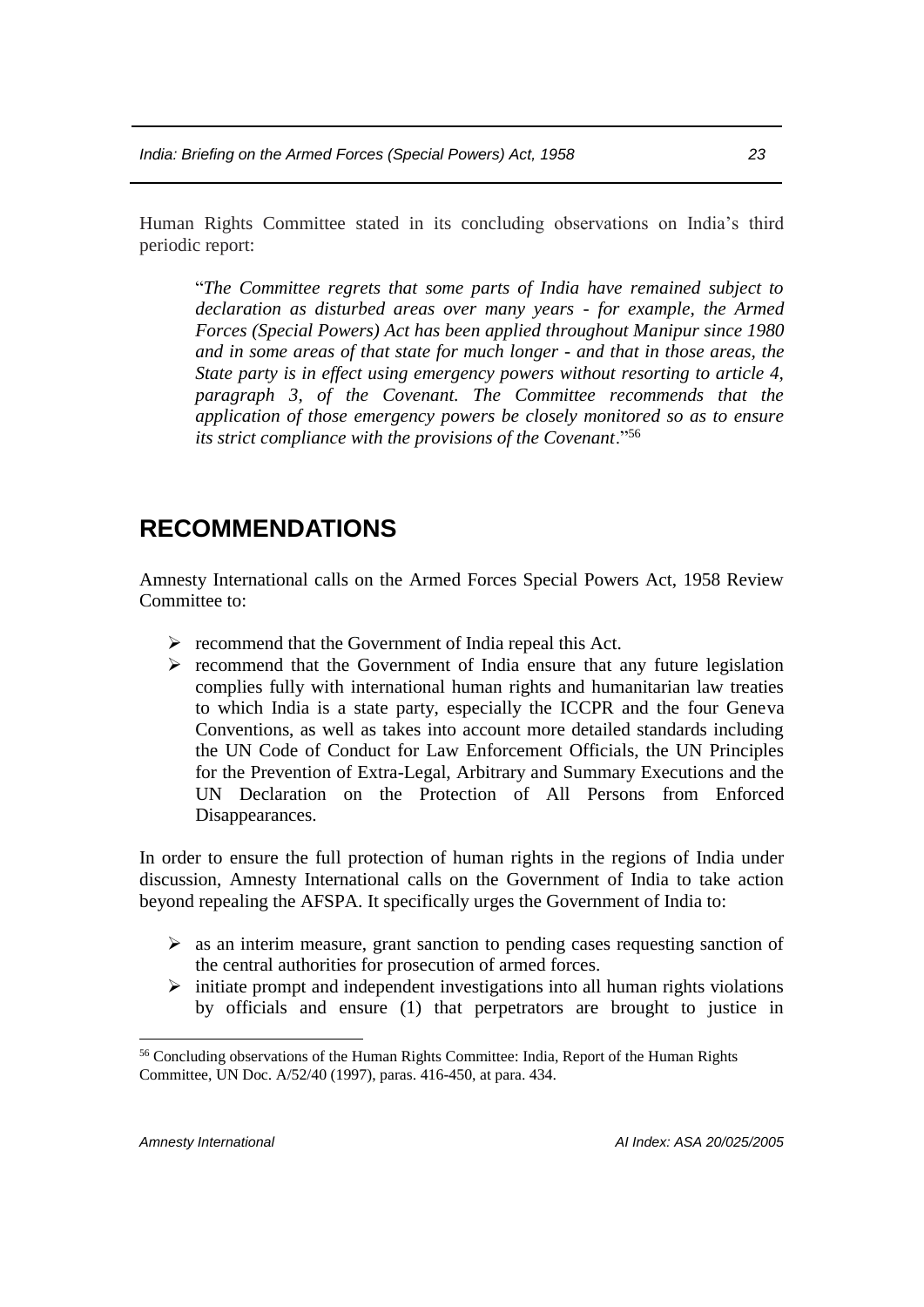Human Rights Committee stated in its concluding observations on India's third periodic report:

> "*The Committee regrets that some parts of India have remained subject to declaration as disturbed areas over many years - for example, the Armed Forces (Special Powers) Act has been applied throughout Manipur since 1980 and in some areas of that state for much longer - and that in those areas, the State party is in effect using emergency powers without resorting to article 4, paragraph 3, of the Covenant. The Committee recommends that the application of those emergency powers be closely monitored so as to ensure its strict compliance with the provisions of the Covenant*."[56]

## RECOMMENDATIONS

Amnesty International calls on the Armed Forces Special Powers Act, 1958 Review Committee to:

- recommend that the Government of India repeal this Act.
- recommend that the Government of India ensure that any future legislation complies fully with international human rights and humanitarian law treaties to which India is a state party, especially the ICCPR and the four Geneva Conventions, as well as takes into account more detailed standards including the UN Code of Conduct for Law Enforcement Officials, the UN Principles for the Prevention of Extra-Legal, Arbitrary and Summary Executions and the UN Declaration on the Protection of All Persons from Enforced Disappearances.

In order to ensure the full protection of human rights in the regions of India under discussion, Amnesty International calls on the Government of India to take action beyond repealing the AFSPA. It specifically urges the Government of India to:

- as an interim measure, grant sanction to pending cases requesting sanction of the central authorities for prosecution of armed forces.
- initiate prompt and independent investigations into all human rights violations by officials and ensure (1) that perpetrators are brought to justice in

---

[56] Concluding observations of the Human Rights Committee: India, Report of the Human Rights Committee, UN Doc. A/52/40 (1997), paras. 416-450, at para. 434.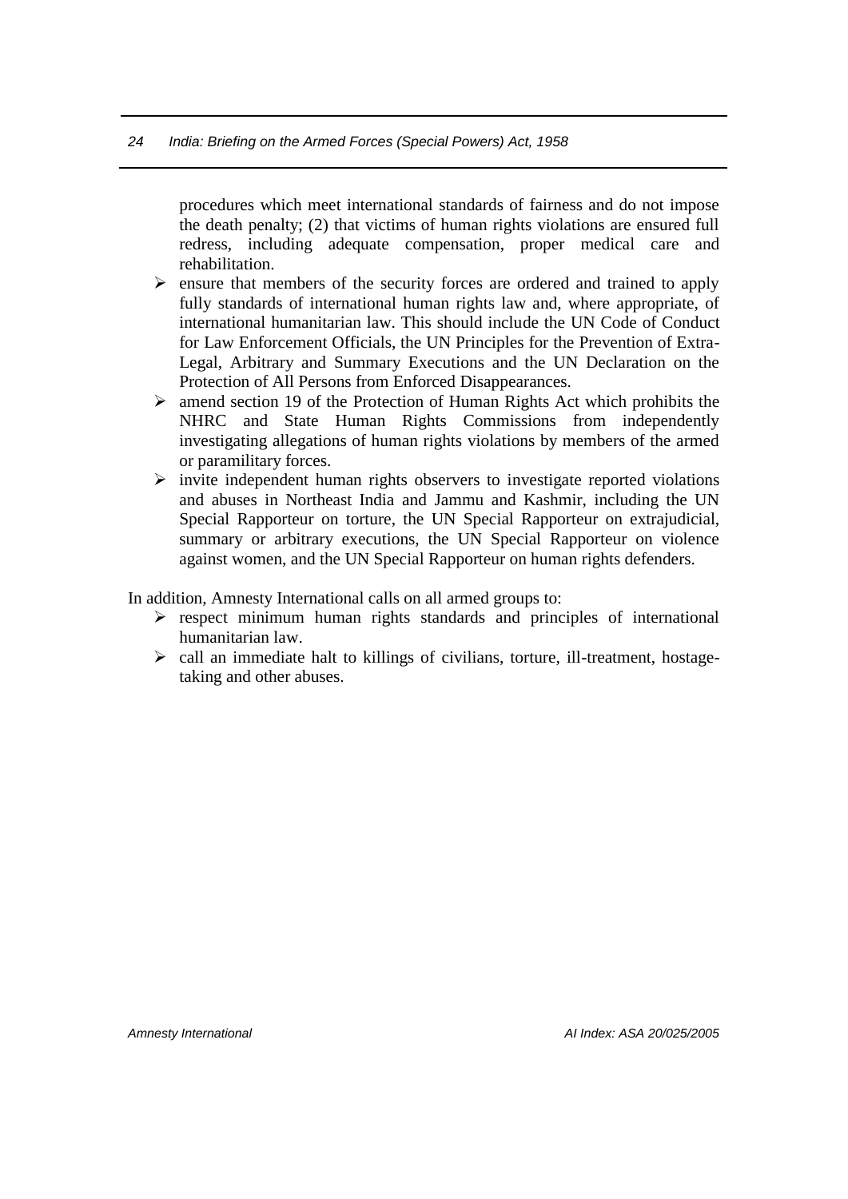procedures which meet international standards of fairness and do not impose the death penalty; (2) that victims of human rights violations are ensured full redress, including adequate compensation, proper medical care and rehabilitation.

- ensure that members of the security forces are ordered and trained to apply fully standards of international human rights law and, where appropriate, of international humanitarian law. This should include the UN Code of Conduct for Law Enforcement Officials, the UN Principles for the Prevention of Extra-Legal, Arbitrary and Summary Executions and the UN Declaration on the Protection of All Persons from Enforced Disappearances.
- amend section 19 of the Protection of Human Rights Act which prohibits the NHRC and State Human Rights Commissions from independently investigating allegations of human rights violations by members of the armed or paramilitary forces.
- invite independent human rights observers to investigate reported violations and abuses in Northeast India and Jammu and Kashmir, including the UN Special Rapporteur on torture, the UN Special Rapporteur on extrajudicial, summary or arbitrary executions, the UN Special Rapporteur on violence against women, and the UN Special Rapporteur on human rights defenders.

In addition, Amnesty International calls on all armed groups to:

- respect minimum human rights standards and principles of international humanitarian law.
- call an immediate halt to killings of civilians, torture, ill-treatment, hostage-taking and other abuses.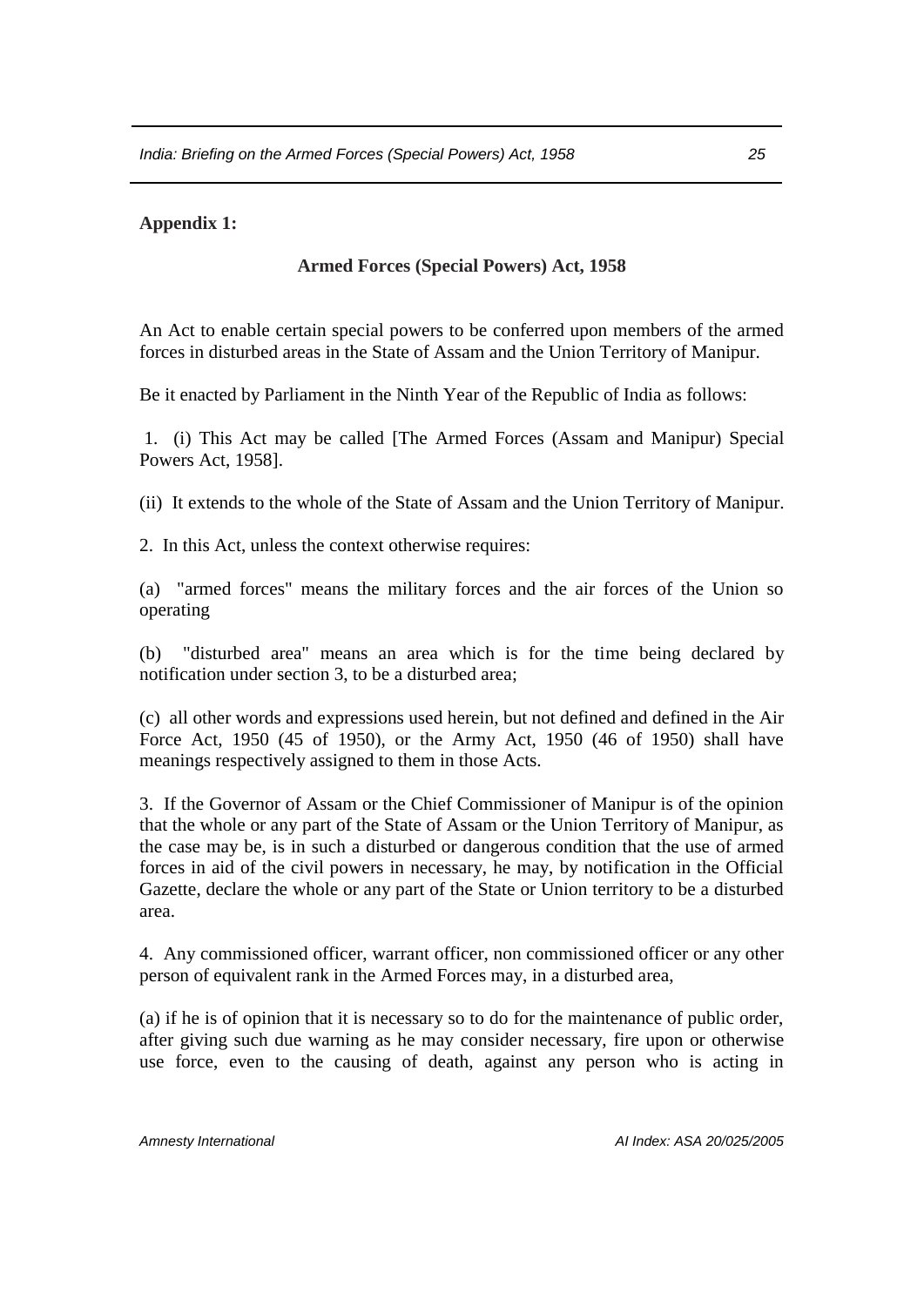**Appendix 1:**

## Armed Forces (Special Powers) Act, 1958

An Act to enable certain special powers to be conferred upon members of the armed forces in disturbed areas in the State of Assam and the Union Territory of Manipur.

Be it enacted by Parliament in the Ninth Year of the Republic of India as follows:

1. (i) This Act may be called [The Armed Forces (Assam and Manipur) Special Powers Act, 1958].

(ii) It extends to the whole of the State of Assam and the Union Territory of Manipur.

2. In this Act, unless the context otherwise requires:

(a) "armed forces" means the military forces and the air forces of the Union so operating

(b) "disturbed area" means an area which is for the time being declared by notification under section 3, to be a disturbed area;

(c) all other words and expressions used herein, but not defined and defined in the Air Force Act, 1950 (45 of 1950), or the Army Act, 1950 (46 of 1950) shall have meanings respectively assigned to them in those Acts.

3. If the Governor of Assam or the Chief Commissioner of Manipur is of the opinion that the whole or any part of the State of Assam or the Union Territory of Manipur, as the case may be, is in such a disturbed or dangerous condition that the use of armed forces in aid of the civil powers in necessary, he may, by notification in the Official Gazette, declare the whole or any part of the State or Union territory to be a disturbed area.

4. Any commissioned officer, warrant officer, non commissioned officer or any other person of equivalent rank in the Armed Forces may, in a disturbed area,

(a) if he is of opinion that it is necessary so to do for the maintenance of public order, after giving such due warning as he may consider necessary, fire upon or otherwise use force, even to the causing of death, against any person who is acting in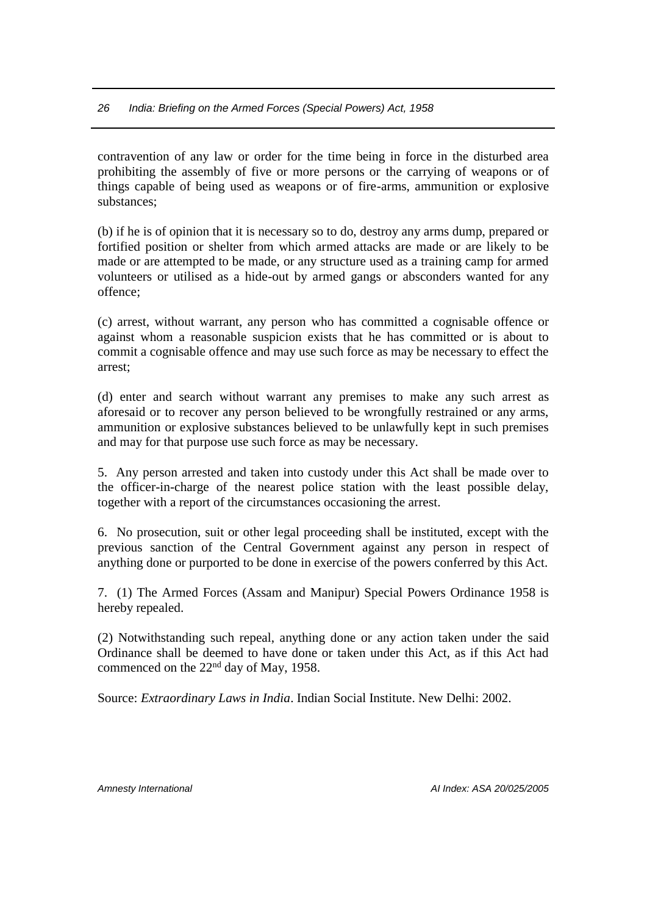contravention of any law or order for the time being in force in the disturbed area prohibiting the assembly of five or more persons or the carrying of weapons or of things capable of being used as weapons or of fire-arms, ammunition or explosive substances;

(b) if he is of opinion that it is necessary so to do, destroy any arms dump, prepared or fortified position or shelter from which armed attacks are made or are likely to be made or are attempted to be made, or any structure used as a training camp for armed volunteers or utilised as a hide-out by armed gangs or absconders wanted for any offence;

(c) arrest, without warrant, any person who has committed a cognisable offence or against whom a reasonable suspicion exists that he has committed or is about to commit a cognisable offence and may use such force as may be necessary to effect the arrest;

(d) enter and search without warrant any premises to make any such arrest as aforesaid or to recover any person believed to be wrongfully restrained or any arms, ammunition or explosive substances believed to be unlawfully kept in such premises and may for that purpose use such force as may be necessary.

5. Any person arrested and taken into custody under this Act shall be made over to the officer-in-charge of the nearest police station with the least possible delay, together with a report of the circumstances occasioning the arrest.

6. No prosecution, suit or other legal proceeding shall be instituted, except with the previous sanction of the Central Government against any person in respect of anything done or purported to be done in exercise of the powers conferred by this Act.

7. (1) The Armed Forces (Assam and Manipur) Special Powers Ordinance 1958 is hereby repealed.

(2) Notwithstanding such repeal, anything done or any action taken under the said Ordinance shall be deemed to have done or taken under this Act, as if this Act had commenced on the 22nd day of May, 1958.

Source: *Extraordinary Laws in India*. Indian Social Institute. New Delhi: 2002.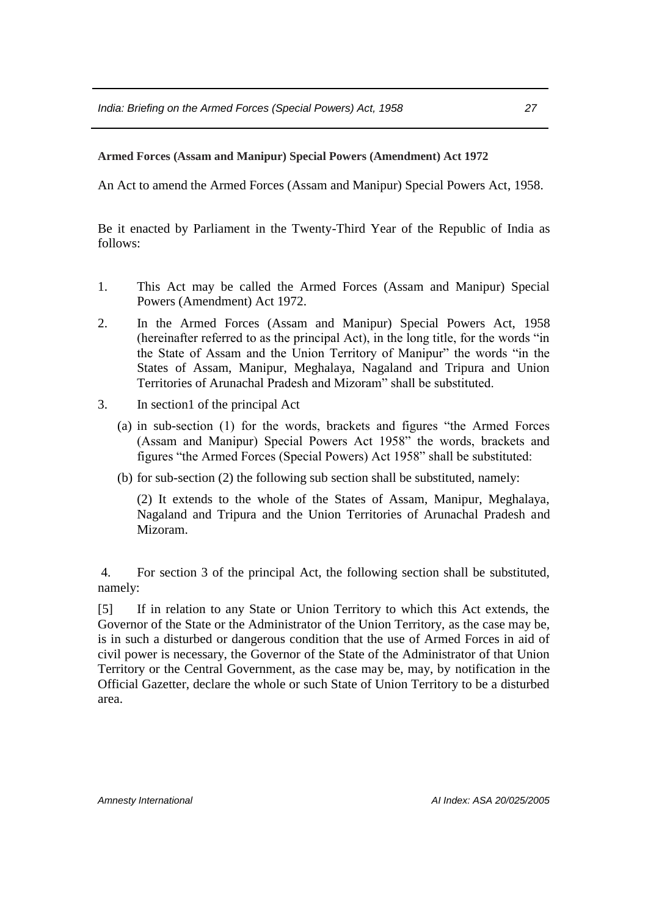**Armed Forces (Assam and Manipur) Special Powers (Amendment) Act 1972**

An Act to amend the Armed Forces (Assam and Manipur) Special Powers Act, 1958.

Be it enacted by Parliament in the Twenty-Third Year of the Republic of India as follows:

1. This Act may be called the Armed Forces (Assam and Manipur) Special Powers (Amendment) Act 1972.

2. In the Armed Forces (Assam and Manipur) Special Powers Act, 1958 (hereinafter referred to as the principal Act), in the long title, for the words "in the State of Assam and the Union Territory of Manipur" the words "in the States of Assam, Manipur, Meghalaya, Nagaland and Tripura and Union Territories of Arunachal Pradesh and Mizoram" shall be substituted.

3. In section1 of the principal Act

   (a) in sub-section (1) for the words, brackets and figures "the Armed Forces (Assam and Manipur) Special Powers Act 1958" the words, brackets and figures "the Armed Forces (Special Powers) Act 1958" shall be substituted:

   (b) for sub-section (2) the following sub section shall be substituted, namely:

   (2) It extends to the whole of the States of Assam, Manipur, Meghalaya, Nagaland and Tripura and the Union Territories of Arunachal Pradesh and Mizoram.

4. For section 3 of the principal Act, the following section shall be substituted, namely:

[5] If in relation to any State or Union Territory to which this Act extends, the Governor of the State or the Administrator of the Union Territory, as the case may be, is in such a disturbed or dangerous condition that the use of Armed Forces in aid of civil power is necessary, the Governor of the State of the Administrator of that Union Territory or the Central Government, as the case may be, may, by notification in the Official Gazetter, declare the whole or such State of Union Territory to be a disturbed area.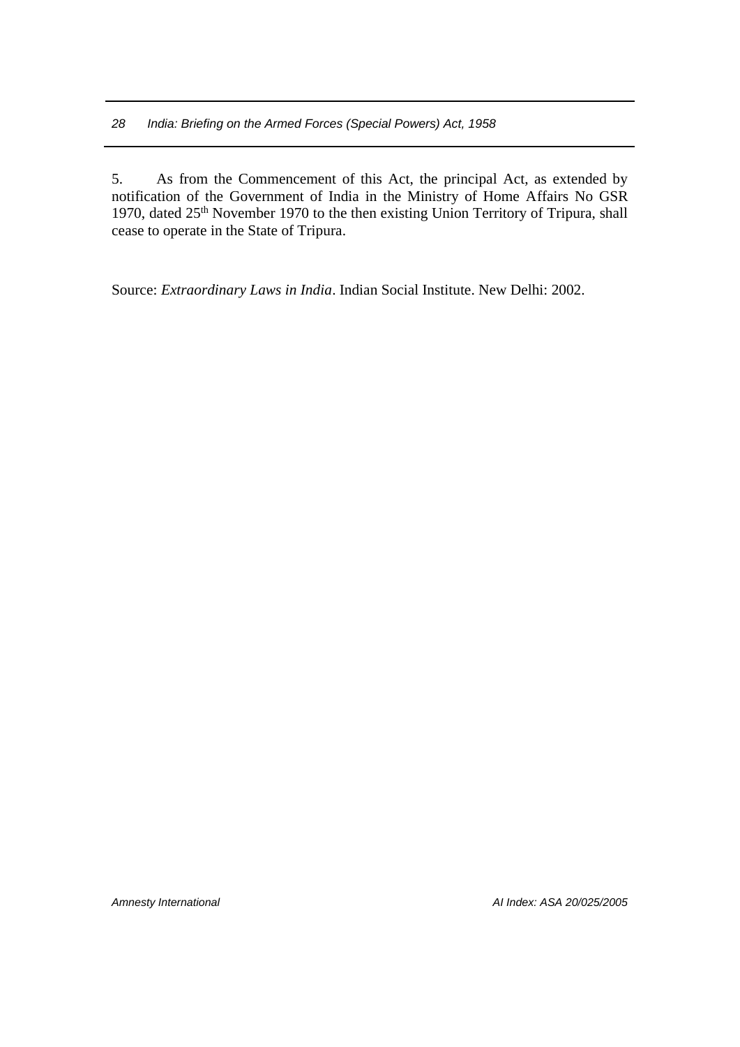5. As from the Commencement of this Act, the principal Act, as extended by notification of the Government of India in the Ministry of Home Affairs No GSR 1970, dated 25th November 1970 to the then existing Union Territory of Tripura, shall cease to operate in the State of Tripura.

Source: *Extraordinary Laws in India*. Indian Social Institute. New Delhi: 2002.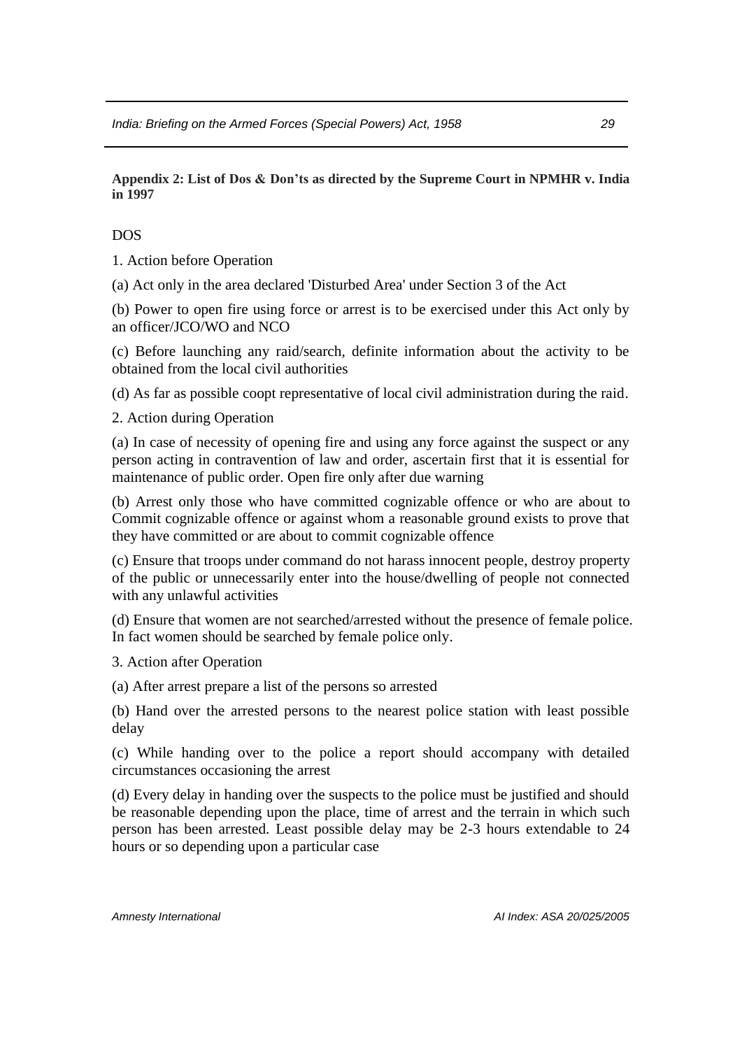**Appendix 2: List of Dos & Don'ts as directed by the Supreme Court in NPMHR v. India in 1997**

DOS

1. Action before Operation

(a) Act only in the area declared 'Disturbed Area' under Section 3 of the Act

(b) Power to open fire using force or arrest is to be exercised under this Act only by an officer/JCO/WO and NCO

(c) Before launching any raid/search, definite information about the activity to be obtained from the local civil authorities

(d) As far as possible coopt representative of local civil administration during the raid.

2. Action during Operation

(a) In case of necessity of opening fire and using any force against the suspect or any person acting in contravention of law and order, ascertain first that it is essential for maintenance of public order. Open fire only after due warning

(b) Arrest only those who have committed cognizable offence or who are about to Commit cognizable offence or against whom a reasonable ground exists to prove that they have committed or are about to commit cognizable offence

(c) Ensure that troops under command do not harass innocent people, destroy property of the public or unnecessarily enter into the house/dwelling of people not connected with any unlawful activities

(d) Ensure that women are not searched/arrested without the presence of female police. In fact women should be searched by female police only.

3. Action after Operation

(a) After arrest prepare a list of the persons so arrested

(b) Hand over the arrested persons to the nearest police station with least possible delay

(c) While handing over to the police a report should accompany with detailed circumstances occasioning the arrest

(d) Every delay in handing over the suspects to the police must be justified and should be reasonable depending upon the place, time of arrest and the terrain in which such person has been arrested. Least possible delay may be 2-3 hours extendable to 24 hours or so depending upon a particular case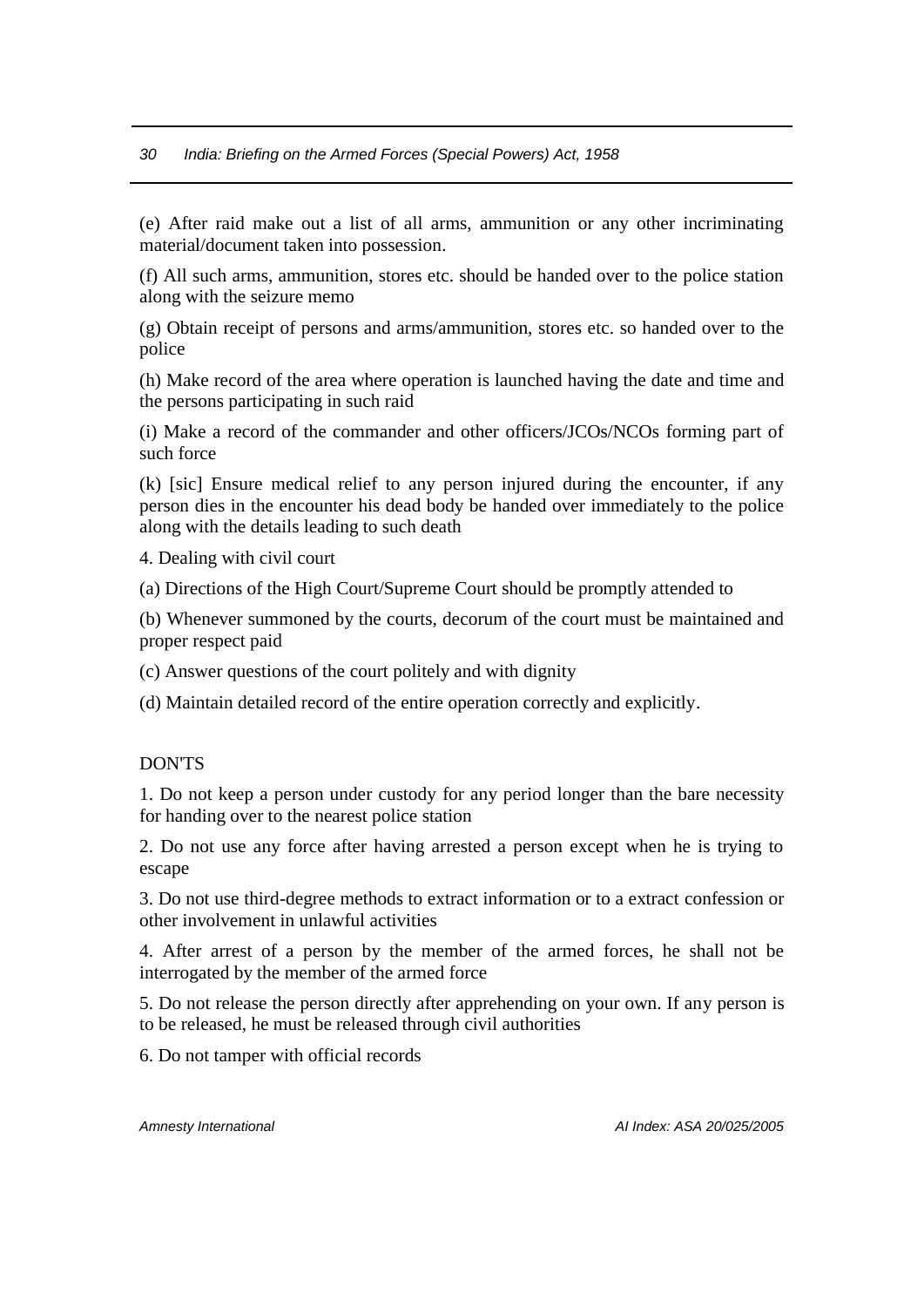(e) After raid make out a list of all arms, ammunition or any other incriminating material/document taken into possession.

(f) All such arms, ammunition, stores etc. should be handed over to the police station along with the seizure memo

(g) Obtain receipt of persons and arms/ammunition, stores etc. so handed over to the police

(h) Make record of the area where operation is launched having the date and time and the persons participating in such raid

(i) Make a record of the commander and other officers/JCOs/NCOs forming part of such force

(k) [sic] Ensure medical relief to any person injured during the encounter, if any person dies in the encounter his dead body be handed over immediately to the police along with the details leading to such death

4. Dealing with civil court

(a) Directions of the High Court/Supreme Court should be promptly attended to

(b) Whenever summoned by the courts, decorum of the court must be maintained and proper respect paid

(c) Answer questions of the court politely and with dignity

(d) Maintain detailed record of the entire operation correctly and explicitly.

DON'TS

1. Do not keep a person under custody for any period longer than the bare necessity for handing over to the nearest police station

2. Do not use any force after having arrested a person except when he is trying to escape

3. Do not use third-degree methods to extract information or to a extract confession or other involvement in unlawful activities

4. After arrest of a person by the member of the armed forces, he shall not be interrogated by the member of the armed force

5. Do not release the person directly after apprehending on your own. If any person is to be released, he must be released through civil authorities

6. Do not tamper with official records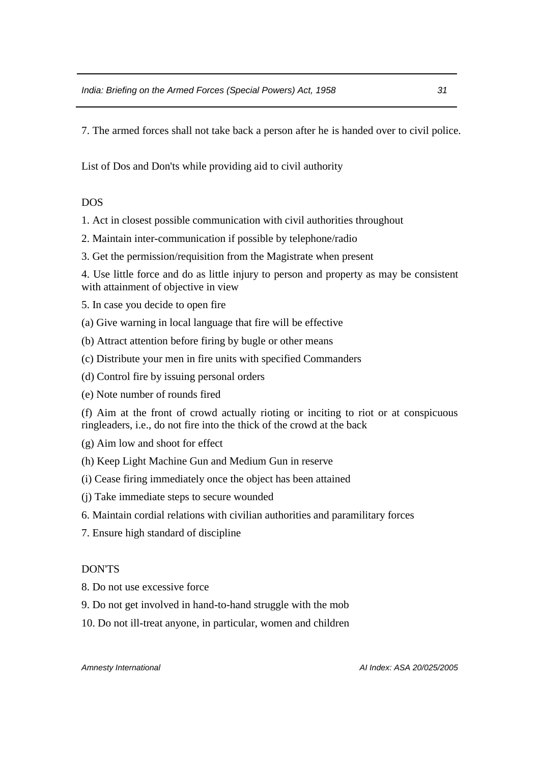7. The armed forces shall not take back a person after he is handed over to civil police.

List of Dos and Don'ts while providing aid to civil authority

DOS

1. Act in closest possible communication with civil authorities throughout

2. Maintain inter-communication if possible by telephone/radio

3. Get the permission/requisition from the Magistrate when present

4. Use little force and do as little injury to person and property as may be consistent with attainment of objective in view

5. In case you decide to open fire

(a) Give warning in local language that fire will be effective

(b) Attract attention before firing by bugle or other means

(c) Distribute your men in fire units with specified Commanders

(d) Control fire by issuing personal orders

(e) Note number of rounds fired

(f) Aim at the front of crowd actually rioting or inciting to riot or at conspicuous ringleaders, i.e., do not fire into the thick of the crowd at the back

(g) Aim low and shoot for effect

(h) Keep Light Machine Gun and Medium Gun in reserve

(i) Cease firing immediately once the object has been attained

(j) Take immediate steps to secure wounded

6. Maintain cordial relations with civilian authorities and paramilitary forces

7. Ensure high standard of discipline

DON'TS

8. Do not use excessive force

9. Do not get involved in hand-to-hand struggle with the mob

10. Do not ill-treat anyone, in particular, women and children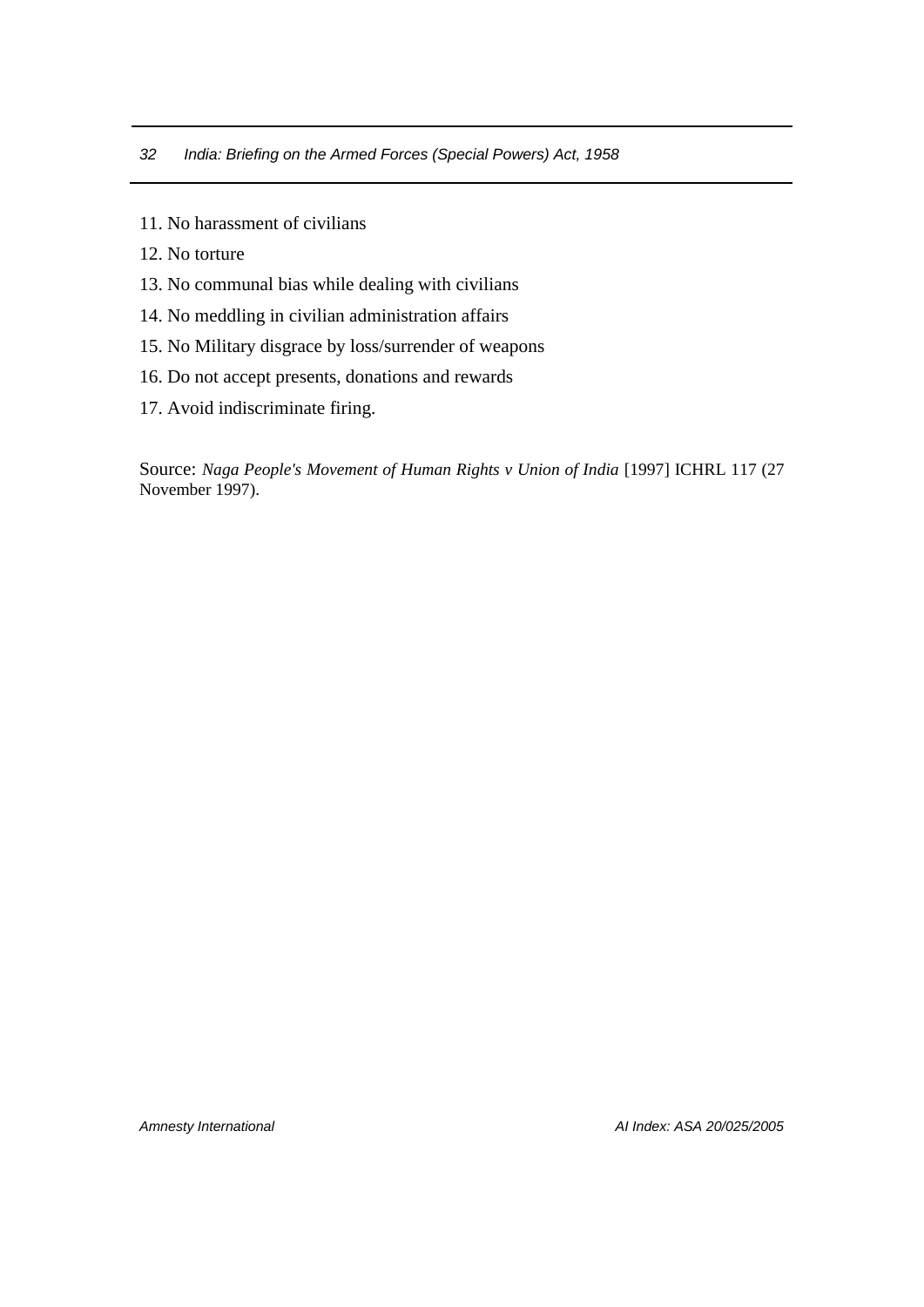11. No harassment of civilians
12. No torture
13. No communal bias while dealing with civilians
14. No meddling in civilian administration affairs
15. No Military disgrace by loss/surrender of weapons
16. Do not accept presents, donations and rewards
17. Avoid indiscriminate firing.

Source: *Naga People's Movement of Human Rights v Union of India* [1997] ICHRL 117 (27 November 1997).